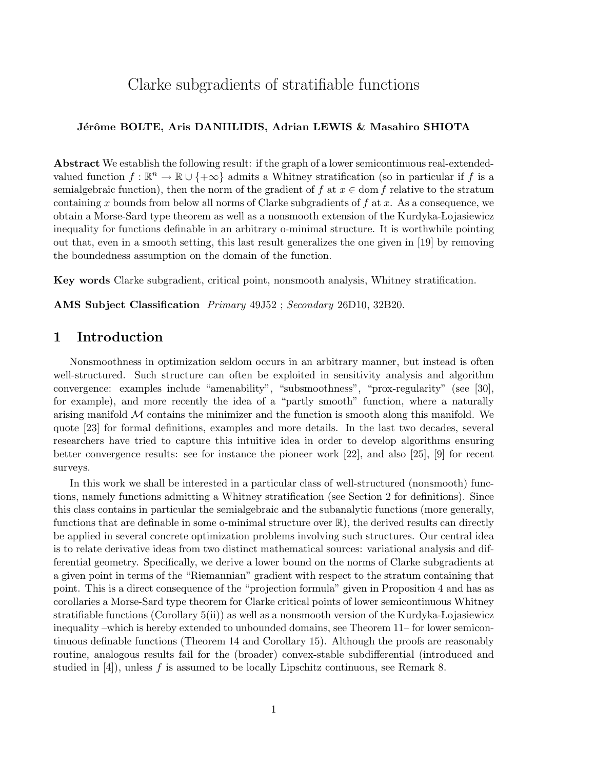# Clarke subgradients of stratifiable functions

**Jérôme BOLTE, Aris DANIILIDIS, Adrian LEWIS & Masahiro SHIOTA**

**Abstract** We establish the following result: if the graph of a lower semicontinuous real-extended-valued function $f : \mathbb{R}^n \to \mathbb{R} \cup \{+\infty\}$ admits a Whitney stratification (so in particular if $f$ is a semialgebraic function), then the norm of the gradient of $f$ at $x \in \operatorname{dom} f$ relative to the stratum containing $x$ bounds from below all norms of Clarke subgradients of $f$ at $x$. As a consequence, we obtain a Morse-Sard type theorem as well as a nonsmooth extension of the Kurdyka-Łojasiewicz inequality for functions definable in an arbitrary o-minimal structure. It is worthwhile pointing out that, even in a smooth setting, this last result generalizes the one given in [19] by removing the boundedness assumption on the domain of the function.

**Key words** Clarke subgradient, critical point, nonsmooth analysis, Whitney stratification.

**AMS Subject Classification** *Primary* 49J52 ; *Secondary* 26D10, 32B20.

## 1 Introduction

Nonsmoothness in optimization seldom occurs in an arbitrary manner, but instead is often well-structured. Such structure can often be exploited in sensitivity analysis and algorithm convergence: examples include "amenability", "subsmoothness", "prox-regularity" (see [30], for example), and more recently the idea of a "partly smooth" function, where a naturally arising manifold $\mathcal{M}$ contains the minimizer and the function is smooth along this manifold. We quote [23] for formal definitions, examples and more details. In the last two decades, several researchers have tried to capture this intuitive idea in order to develop algorithms ensuring better convergence results: see for instance the pioneer work [22], and also [25], [9] for recent surveys.

In this work we shall be interested in a particular class of well-structured (nonsmooth) functions, namely functions admitting a Whitney stratification (see Section 2 for definitions). Since this class contains in particular the semialgebraic and the subanalytic functions (more generally, functions that are definable in some o-minimal structure over $\mathbb{R}$), the derived results can directly be applied in several concrete optimization problems involving such structures. Our central idea is to relate derivative ideas from two distinct mathematical sources: variational analysis and differential geometry. Specifically, we derive a lower bound on the norms of Clarke subgradients at a given point in terms of the "Riemannian" gradient with respect to the stratum containing that point. This is a direct consequence of the "projection formula" given in Proposition 4 and has as corollaries a Morse-Sard type theorem for Clarke critical points of lower semicontinuous Whitney stratifiable functions (Corollary 5(ii)) as well as a nonsmooth version of the Kurdyka-Łojasiewicz inequality –which is hereby extended to unbounded domains, see Theorem 11– for lower semicontinuous definable functions (Theorem 14 and Corollary 15). Although the proofs are reasonably routine, analogous results fail for the (broader) convex-stable subdifferential (introduced and studied in [4]), unless $f$ is assumed to be locally Lipschitz continuous, see Remark 8.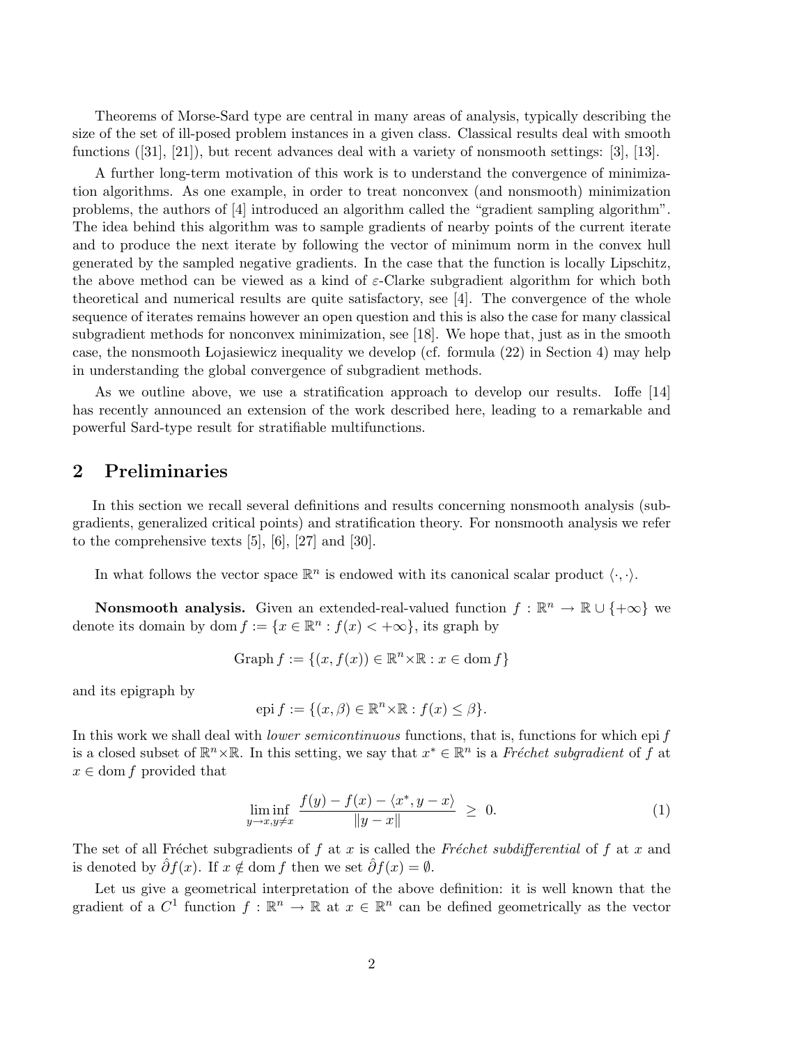Theorems of Morse-Sard type are central in many areas of analysis, typically describing the size of the set of ill-posed problem instances in a given class. Classical results deal with smooth functions ([31], [21]), but recent advances deal with a variety of nonsmooth settings: [3], [13].

A further long-term motivation of this work is to understand the convergence of minimization algorithms. As one example, in order to treat nonconvex (and nonsmooth) minimization problems, the authors of [4] introduced an algorithm called the "gradient sampling algorithm". The idea behind this algorithm was to sample gradients of nearby points of the current iterate and to produce the next iterate by following the vector of minimum norm in the convex hull generated by the sampled negative gradients. In the case that the function is locally Lipschitz, the above method can be viewed as a kind of $\varepsilon$-Clarke subgradient algorithm for which both theoretical and numerical results are quite satisfactory, see [4]. The convergence of the whole sequence of iterates remains however an open question and this is also the case for many classical subgradient methods for nonconvex minimization, see [18]. We hope that, just as in the smooth case, the nonsmooth Łojasiewicz inequality we develop (cf. formula (22) in Section 4) may help in understanding the global convergence of subgradient methods.

As we outline above, we use a stratification approach to develop our results. Ioffe [14] has recently announced an extension of the work described here, leading to a remarkable and powerful Sard-type result for stratifiable multifunctions.

## 2 Preliminaries

In this section we recall several definitions and results concerning nonsmooth analysis (subgradients, generalized critical points) and stratification theory. For nonsmooth analysis we refer to the comprehensive texts [5], [6], [27] and [30].

In what follows the vector space $\mathbb{R}^n$ is endowed with its canonical scalar product $\langle \cdot, \cdot \rangle$.

**Nonsmooth analysis.** Given an extended-real-valued function $f : \mathbb{R}^n \to \mathbb{R} \cup \{+\infty\}$ we denote its domain by $\operatorname{dom} f := \{x \in \mathbb{R}^n : f(x) < +\infty\}$, its graph by

$$\operatorname{Graph} f := \{(x, f(x)) \in \mathbb{R}^n \times \mathbb{R} : x \in \operatorname{dom} f\}$$

and its epigraph by

$$\operatorname{epi} f := \{(x, \beta) \in \mathbb{R}^n \times \mathbb{R} : f(x) \leq \beta\}.$$

In this work we shall deal with *lower semicontinuous* functions, that is, functions for which $\operatorname{epi} f$ is a closed subset of $\mathbb{R}^n \times \mathbb{R}$. In this setting, we say that $x^* \in \mathbb{R}^n$ is a *Fréchet subgradient* of $f$ at $x \in \operatorname{dom} f$ provided that

$$\liminf_{y \to x, y \neq x} \frac{f(y) - f(x) - \langle x^*, y - x \rangle}{\|y - x\|} \geq 0. \tag{1}$$

The set of all Fréchet subgradients of $f$ at $x$ is called the *Fréchet subdifferential* of $f$ at $x$ and is denoted by $\hat{\partial} f(x)$. If $x \notin \operatorname{dom} f$ then we set $\hat{\partial} f(x) = \emptyset$.

Let us give a geometrical interpretation of the above definition: it is well known that the gradient of a $C^1$ function $f : \mathbb{R}^n \to \mathbb{R}$ at $x \in \mathbb{R}^n$ can be defined geometrically as the vector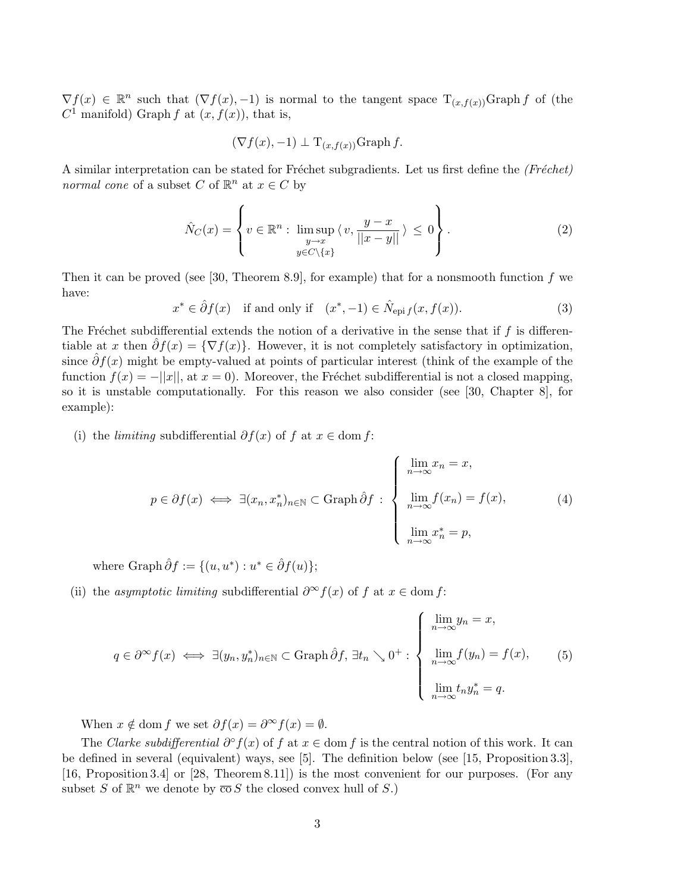$\nabla f(x) \in \mathbb{R}^n$ such that $(\nabla f(x), -1)$ is normal to the tangent space $\mathrm{T}_{(x,f(x))}\mathrm{Graph}\, f$ of (the $C^1$ manifold) $\mathrm{Graph}\, f$ at $(x, f(x))$, that is,

$$(\nabla f(x), -1) \perp \mathrm{T}_{(x,f(x))}\mathrm{Graph}\, f.$$

A similar interpretation can be stated for Fréchet subgradients. Let us first define the *(Fréchet) normal cone* of a subset $C$ of $\mathbb{R}^n$ at $x \in C$ by

$$\hat{N}_C(x) = \left\{ v \in \mathbb{R}^n : \limsup_{\substack{y \to x \\ y \in C \setminus \{x\}}} \langle\, v, \frac{y - x}{\|x - y\|} \,\rangle \,\leq\, 0 \right\}. \tag{2}$$

Then it can be proved (see [30, Theorem 8.9], for example) that for a nonsmooth function $f$ we have:

$$x^* \in \hat{\partial} f(x) \quad \text{if and only if} \quad (x^*, -1) \in \hat{N}_{\mathrm{epi}\, f}(x, f(x)). \tag{3}$$

The Fréchet subdifferential extends the notion of a derivative in the sense that if $f$ is differentiable at $x$ then $\hat{\partial} f(x) = \{\nabla f(x)\}$. However, it is not completely satisfactory in optimization, since $\hat{\partial} f(x)$ might be empty-valued at points of particular interest (think of the example of the function $f(x) = -\|x\|$, at $x = 0$). Moreover, the Fréchet subdifferential is not a closed mapping, so it is unstable computationally. For this reason we also consider (see [30, Chapter 8], for example):

(i) the *limiting* subdifferential $\partial f(x)$ of $f$ at $x \in \mathrm{dom}\, f$:

$$p \in \partial f(x) \iff \exists (x_n, x_n^*)_{n \in \mathbb{N}} \subset \mathrm{Graph}\, \hat{\partial} f \; : \; \begin{cases} \lim\limits_{n \to \infty} x_n = x, \\[2ex] \lim\limits_{n \to \infty} f(x_n) = f(x), \\[2ex] \lim\limits_{n \to \infty} x_n^* = p, \end{cases} \tag{4}$$

where $\mathrm{Graph}\, \hat{\partial} f := \{(u, u^*) : u^* \in \hat{\partial} f(u)\}$;

(ii) the *asymptotic limiting* subdifferential $\partial^\infty f(x)$ of $f$ at $x \in \mathrm{dom}\, f$:

$$q \in \partial^\infty f(x) \iff \exists (y_n, y_n^*)_{n \in \mathbb{N}} \subset \mathrm{Graph}\, \hat{\partial} f,\ \exists t_n \searrow 0^+ : \begin{cases} \lim\limits_{n \to \infty} y_n = x, \\[2ex] \lim\limits_{n \to \infty} f(y_n) = f(x), \\[2ex] \lim\limits_{n \to \infty} t_n y_n^* = q. \end{cases} \tag{5}$$

When $x \notin \mathrm{dom}\, f$ we set $\partial f(x) = \partial^\infty f(x) = \emptyset$.

The *Clarke subdifferential* $\partial^\circ f(x)$ of $f$ at $x \in \mathrm{dom}\, f$ is the central notion of this work. It can be defined in several (equivalent) ways, see [5]. The definition below (see [15, Proposition 3.3], [16, Proposition 3.4] or [28, Theorem 8.11]) is the most convenient for our purposes. (For any subset $S$ of $\mathbb{R}^n$ we denote by $\overline{\mathrm{co}}\, S$ the closed convex hull of $S$.)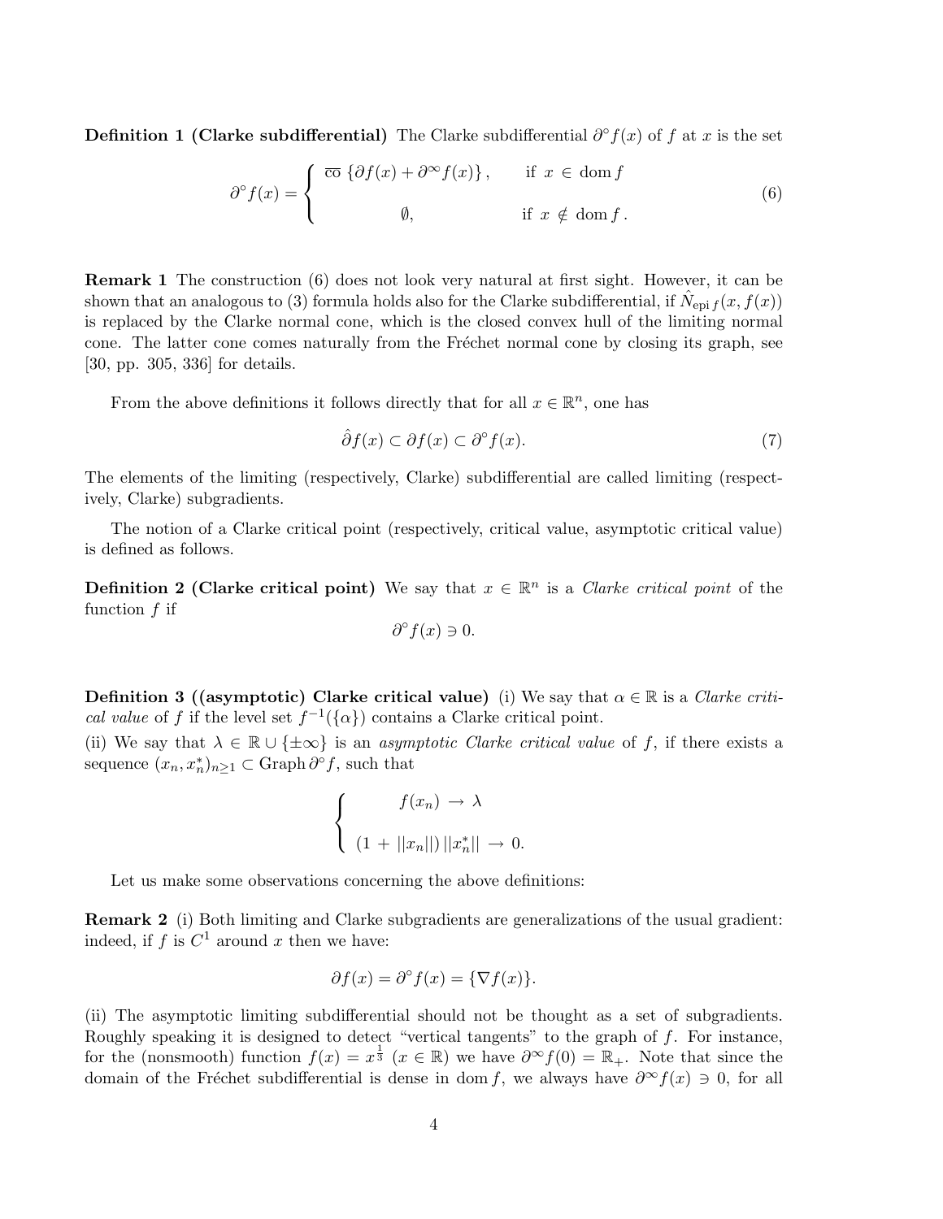**Definition 1 (Clarke subdifferential)** The Clarke subdifferential $\partial^\circ f(x)$ of $f$ at $x$ is the set

$$\partial^\circ f(x) = \begin{cases} \overline{\text{co}}\, \{\partial f(x) + \partial^\infty f(x)\}, & \text{if } x \in \text{dom}\, f \\ \emptyset, & \text{if } x \notin \text{dom}\, f\,. \end{cases} \tag{6}$$

**Remark 1** The construction (6) does not look very natural at first sight. However, it can be shown that an analogous to (3) formula holds also for the Clarke subdifferential, if $\hat{N}_{\text{epi}\, f}(x, f(x))$ is replaced by the Clarke normal cone, which is the closed convex hull of the limiting normal cone. The latter cone comes naturally from the Fréchet normal cone by closing its graph, see [30, pp. 305, 336] for details.

From the above definitions it follows directly that for all $x \in \mathbb{R}^n$, one has

$$\hat{\partial} f(x) \subset \partial f(x) \subset \partial^\circ f(x). \tag{7}$$

The elements of the limiting (respectively, Clarke) subdifferential are called limiting (respectively, Clarke) subgradients.

The notion of a Clarke critical point (respectively, critical value, asymptotic critical value) is defined as follows.

**Definition 2 (Clarke critical point)** We say that $x \in \mathbb{R}^n$ is a *Clarke critical point* of the function $f$ if

$$\partial^\circ f(x) \ni 0.$$

**Definition 3 ((asymptotic) Clarke critical value)** (i) We say that $\alpha \in \mathbb{R}$ is a *Clarke critical value* of $f$ if the level set $f^{-1}(\{\alpha\})$ contains a Clarke critical point.
(ii) We say that $\lambda \in \mathbb{R} \cup \{\pm\infty\}$ is an *asymptotic Clarke critical value* of $f$, if there exists a sequence $(x_n, x_n^*)_{n\geq 1} \subset \text{Graph}\, \partial^\circ f$, such that

$$\begin{cases} f(x_n) \to \lambda \\ (1 + ||x_n||)\, ||x_n^*|| \to 0. \end{cases}$$

Let us make some observations concerning the above definitions:

**Remark 2** (i) Both limiting and Clarke subgradients are generalizations of the usual gradient: indeed, if $f$ is $C^1$ around $x$ then we have:

$$\partial f(x) = \partial^\circ f(x) = \{\nabla f(x)\}.$$

(ii) The asymptotic limiting subdifferential should not be thought as a set of subgradients. Roughly speaking it is designed to detect "vertical tangents" to the graph of $f$. For instance, for the (nonsmooth) function $f(x) = x^{\frac{1}{3}}$ ($x \in \mathbb{R}$) we have $\partial^\infty f(0) = \mathbb{R}_+$. Note that since the domain of the Fréchet subdifferential is dense in $\text{dom}\, f$, we always have $\partial^\infty f(x) \ni 0$, for all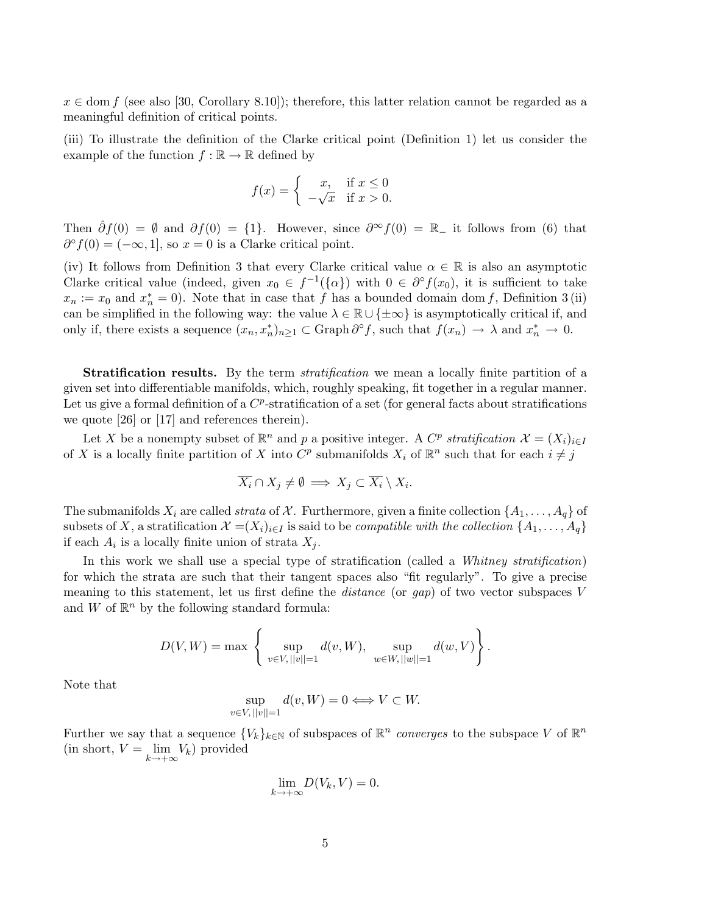$x \in \operatorname{dom} f$ (see also [30, Corollary 8.10]); therefore, this latter relation cannot be regarded as a meaningful definition of critical points.

(iii) To illustrate the definition of the Clarke critical point (Definition 1) let us consider the example of the function $f : \mathbb{R} \to \mathbb{R}$ defined by

$$f(x) = \begin{cases} x, & \text{if } x \leq 0 \\ -\sqrt{x} & \text{if } x > 0. \end{cases}$$

Then $\hat{\partial} f(0) = \emptyset$ and $\partial f(0) = \{1\}$. However, since $\partial^{\infty} f(0) = \mathbb{R}_-$ it follows from (6) that $\partial^{\circ} f(0) = (-\infty, 1]$, so $x = 0$ is a Clarke critical point.

(iv) It follows from Definition 3 that every Clarke critical value $\alpha \in \mathbb{R}$ is also an asymptotic Clarke critical value (indeed, given $x_0 \in f^{-1}(\{\alpha\})$ with $0 \in \partial^{\circ} f(x_0)$, it is sufficient to take $x_n := x_0$ and $x_n^* = 0$). Note that in case that $f$ has a bounded domain $\operatorname{dom} f$, Definition 3 (ii) can be simplified in the following way: the value $\lambda \in \mathbb{R} \cup \{\pm\infty\}$ is asymptotically critical if, and only if, there exists a sequence $(x_n, x_n^*)_{n \geq 1} \subset \operatorname{Graph} \partial^{\circ} f$, such that $f(x_n) \to \lambda$ and $x_n^* \to 0$.

**Stratification results.** By the term *stratification* we mean a locally finite partition of a given set into differentiable manifolds, which, roughly speaking, fit together in a regular manner. Let us give a formal definition of a $C^p$-stratification of a set (for general facts about stratifications we quote [26] or [17] and references therein).

Let $X$ be a nonempty subset of $\mathbb{R}^n$ and $p$ a positive integer. A *$C^p$ stratification* $\mathcal{X} = (X_i)_{i \in I}$ of $X$ is a locally finite partition of $X$ into $C^p$ submanifolds $X_i$ of $\mathbb{R}^n$ such that for each $i \neq j$

$$\overline{X_i} \cap X_j \neq \emptyset \implies X_j \subset \overline{X_i} \setminus X_i.$$

The submanifolds $X_i$ are called *strata* of $\mathcal{X}$. Furthermore, given a finite collection $\{A_1, \ldots, A_q\}$ of subsets of $X$, a stratification $\mathcal{X} = (X_i)_{i \in I}$ is said to be *compatible with the collection* $\{A_1, \ldots, A_q\}$ if each $A_i$ is a locally finite union of strata $X_j$.

In this work we shall use a special type of stratification (called a *Whitney stratification*) for which the strata are such that their tangent spaces also "fit regularly". To give a precise meaning to this statement, let us first define the *distance* (or *gap*) of two vector subspaces $V$ and $W$ of $\mathbb{R}^n$ by the following standard formula:

$$D(V, W) = \max \left\{ \sup_{v \in V, \, ||v||=1} d(v, W), \quad \sup_{w \in W, \, ||w||=1} d(w, V) \right\}.$$

Note that

$$\sup_{v \in V, \, ||v||=1} d(v, W) = 0 \Longleftrightarrow V \subset W.$$

Further we say that a sequence $\{V_k\}_{k \in \mathbb{N}}$ of subspaces of $\mathbb{R}^n$ *converges* to the subspace $V$ of $\mathbb{R}^n$ (in short, $V = \lim_{k \to +\infty} V_k$) provided

$$\lim_{k \to +\infty} D(V_k, V) = 0.$$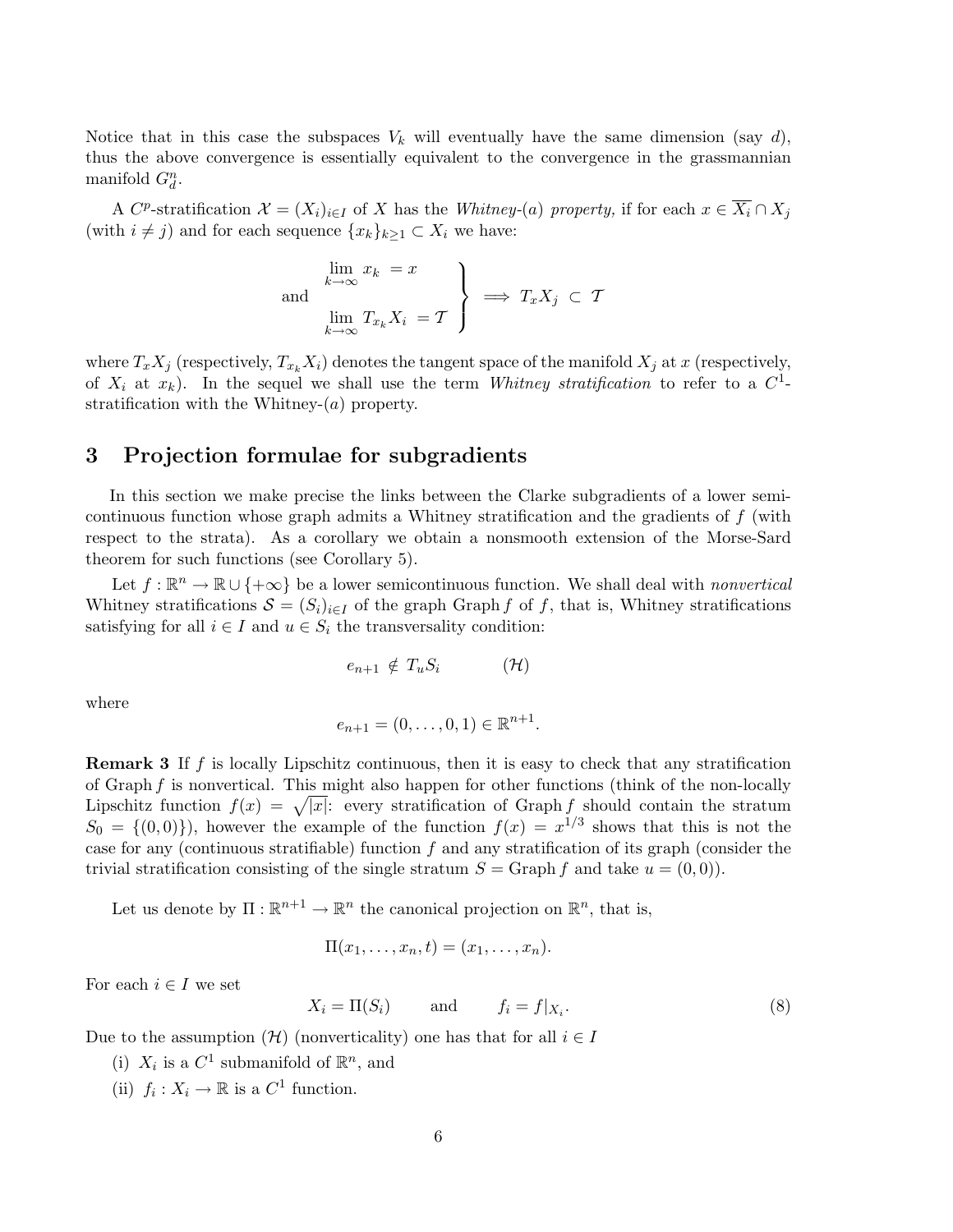Notice that in this case the subspaces $V_k$ will eventually have the same dimension (say $d$), thus the above convergence is essentially equivalent to the convergence in the grassmannian manifold $G^n_d$.

A $C^p$-stratification $\mathcal{X} = (X_i)_{i \in I}$ of $X$ has the *Whitney-(a) property,* if for each $x \in \overline{X_i} \cap X_j$ (with $i \neq j$) and for each sequence $\{x_k\}_{k \geq 1} \subset X_i$ we have:

$$\left.\begin{array}{l} \lim\limits_{k \to \infty} x_k \ = x \\ \text{and} \\ \lim\limits_{k \to \infty} T_{x_k} X_i \ = \mathcal{T} \end{array}\right\} \implies T_x X_j \ \subset \ \mathcal{T}$$

where $T_x X_j$ (respectively, $T_{x_k} X_i$) denotes the tangent space of the manifold $X_j$ at $x$ (respectively, of $X_i$ at $x_k$). In the sequel we shall use the term *Whitney stratification* to refer to a $C^1$-stratification with the Whitney-$(a)$ property.

## 3 Projection formulae for subgradients

In this section we make precise the links between the Clarke subgradients of a lower semicontinuous function whose graph admits a Whitney stratification and the gradients of $f$ (with respect to the strata). As a corollary we obtain a nonsmooth extension of the Morse-Sard theorem for such functions (see Corollary 5).

Let $f : \mathbb{R}^n \to \mathbb{R} \cup \{+\infty\}$ be a lower semicontinuous function. We shall deal with *nonvertical* Whitney stratifications $\mathcal{S} = (S_i)_{i \in I}$ of the graph $\operatorname{Graph} f$ of $f$, that is, Whitney stratifications satisfying for all $i \in I$ and $u \in S_i$ the transversality condition:

$$e_{n+1} \notin T_u S_i \qquad\qquad (\mathcal{H})$$

where

$$e_{n+1} = (0, \ldots, 0, 1) \in \mathbb{R}^{n+1}.$$

**Remark 3** If $f$ is locally Lipschitz continuous, then it is easy to check that any stratification of $\operatorname{Graph} f$ is nonvertical. This might also happen for other functions (think of the non-locally Lipschitz function $f(x) = \sqrt{|x|}$: every stratification of $\operatorname{Graph} f$ should contain the stratum $S_0 = \{(0,0)\}$), however the example of the function $f(x) = x^{1/3}$ shows that this is not the case for any (continuous stratifiable) function $f$ and any stratification of its graph (consider the trivial stratification consisting of the single stratum $S = \operatorname{Graph} f$ and take $u = (0,0)$).

Let us denote by $\Pi : \mathbb{R}^{n+1} \to \mathbb{R}^n$ the canonical projection on $\mathbb{R}^n$, that is,

$$\Pi(x_1, \ldots, x_n, t) = (x_1, \ldots, x_n).$$

For each $i \in I$ we set

$$X_i = \Pi(S_i) \qquad \text{and} \qquad f_i = f|_{X_i}. \tag{8}$$

Due to the assumption $(\mathcal{H})$ (nonverticality) one has that for all $i \in I$

(i) $X_i$ is a $C^1$ submanifold of $\mathbb{R}^n$, and

(ii) $f_i : X_i \to \mathbb{R}$ is a $C^1$ function.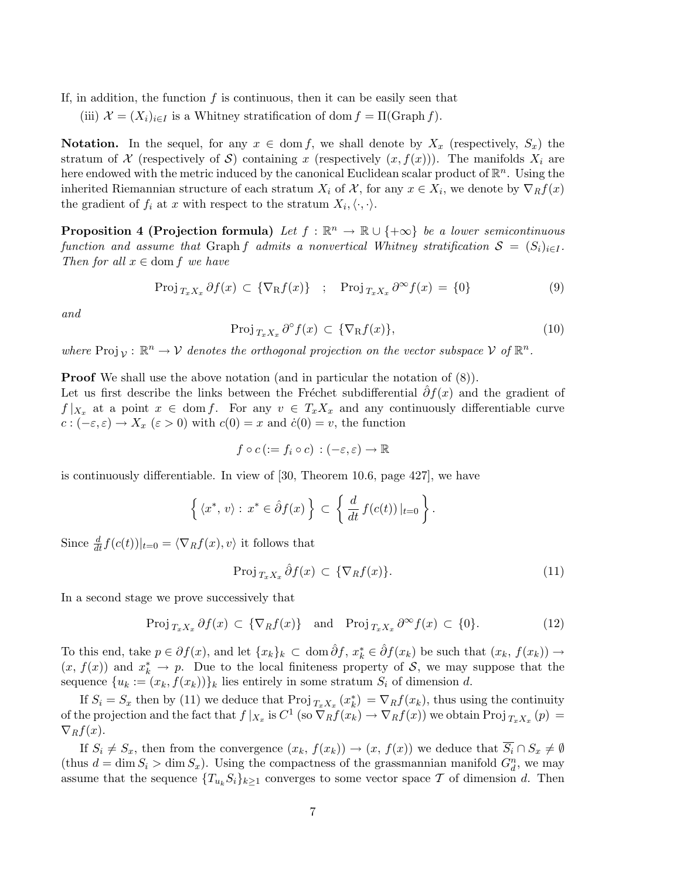If, in addition, the function $f$ is continuous, then it can be easily seen that

(iii) $\mathcal{X} = (X_i)_{i \in I}$ is a Whitney stratification of $\operatorname{dom} f = \Pi(\operatorname{Graph} f)$.

**Notation.** In the sequel, for any $x \in \operatorname{dom} f$, we shall denote by $X_x$ (respectively, $S_x$) the stratum of $\mathcal{X}$ (respectively of $\mathcal{S}$) containing $x$ (respectively $(x, f(x))$). The manifolds $X_i$ are here endowed with the metric induced by the canonical Euclidean scalar product of $\mathbb{R}^n$. Using the inherited Riemannian structure of each stratum $X_i$ of $\mathcal{X}$, for any $x \in X_i$, we denote by $\nabla_R f(x)$ the gradient of $f_i$ at $x$ with respect to the stratum $X_i, \langle \cdot, \cdot \rangle$.

**Proposition 4 (Projection formula)** *Let $f : \mathbb{R}^n \to \mathbb{R} \cup \{+\infty\}$ be a lower semicontinuous function and assume that $\operatorname{Graph} f$ admits a nonvertical Whitney stratification $\mathcal{S} = (S_i)_{i \in I}$. Then for all $x \in \operatorname{dom} f$ we have*

$$\operatorname{Proj}_{T_x X_x} \partial f(x) \subset \{\nabla_{\mathrm{R}} f(x)\} \quad ; \quad \operatorname{Proj}_{T_x X_x} \partial^\infty f(x) = \{0\} \tag{9}$$

*and*

$$\operatorname{Proj}_{T_x X_x} \partial^\circ f(x) \subset \{\nabla_{\mathrm{R}} f(x)\}, \tag{10}$$

*where $\operatorname{Proj}_{\mathcal{V}} : \mathbb{R}^n \to \mathcal{V}$ denotes the orthogonal projection on the vector subspace $\mathcal{V}$ of $\mathbb{R}^n$.*

**Proof** We shall use the above notation (and in particular the notation of (8)).
Let us first describe the links between the Fréchet subdifferential $\hat{\partial} f(x)$ and the gradient of $f|_{X_x}$ at a point $x \in \operatorname{dom} f$. For any $v \in T_x X_x$ and any continuously differentiable curve $c : (-\varepsilon, \varepsilon) \to X_x$ ($\varepsilon > 0$) with $c(0) = x$ and $\dot{c}(0) = v$, the function

$$f \circ c \, (:= f_i \circ c) \, : (-\varepsilon, \varepsilon) \to \mathbb{R}$$

is continuously differentiable. In view of [30, Theorem 10.6, page 427], we have

$$\left\{ \langle x^*, v \rangle : x^* \in \hat{\partial} f(x) \right\} \subset \left\{ \frac{d}{dt} f(c(t)) |_{t=0} \right\}.$$

Since $\frac{d}{dt} f(c(t))|_{t=0} = \langle \nabla_R f(x), v \rangle$ it follows that

$$\operatorname{Proj}_{T_x X_x} \hat{\partial} f(x) \subset \{\nabla_R f(x)\}. \tag{11}$$

In a second stage we prove successively that

$$\operatorname{Proj}_{T_x X_x} \partial f(x) \subset \{\nabla_R f(x)\} \quad \text{and} \quad \operatorname{Proj}_{T_x X_x} \partial^\infty f(x) \subset \{0\}. \tag{12}$$

To this end, take $p \in \partial f(x)$, and let $\{x_k\}_k \subset \operatorname{dom} \hat{\partial} f$, $x_k^* \in \hat{\partial} f(x_k)$ be such that $(x_k, f(x_k)) \to (x, f(x))$ and $x_k^* \to p$. Due to the local finiteness property of $\mathcal{S}$, we may suppose that the sequence $\{u_k := (x_k, f(x_k))\}_k$ lies entirely in some stratum $S_i$ of dimension $d$.

If $S_i = S_x$ then by (11) we deduce that $\operatorname{Proj}_{T_x X_x} (x_k^*) = \nabla_R f(x_k)$, thus using the continuity of the projection and the fact that $f|_{X_x}$ is $C^1$ (so $\nabla_R f(x_k) \to \nabla_R f(x)$) we obtain $\operatorname{Proj}_{T_x X_x} (p) = \nabla_R f(x)$.

If $S_i \neq S_x$, then from the convergence $(x_k, f(x_k)) \to (x, f(x))$ we deduce that $\overline{S_i} \cap S_x \neq \emptyset$ (thus $d = \dim S_i > \dim S_x$). Using the compactness of the grassmannian manifold $G_d^n$, we may assume that the sequence $\{T_{u_k} S_i\}_{k \geq 1}$ converges to some vector space $\mathcal{T}$ of dimension $d$. Then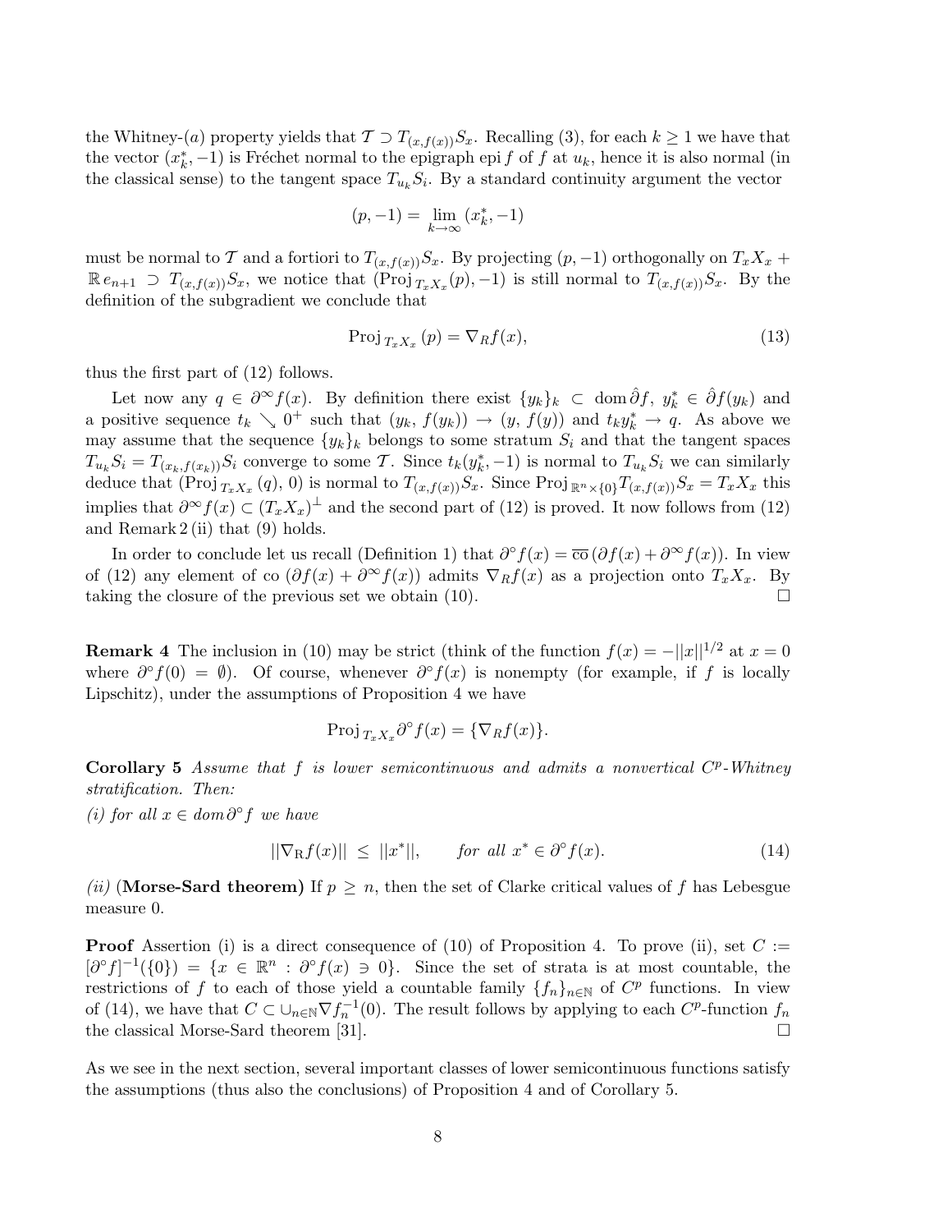the Whitney-$(a)$ property yields that $\mathcal{T} \supset T_{(x,f(x))}S_x$. Recalling (3), for each $k \geq 1$ we have that the vector $(x_k^*, -1)$ is Fréchet normal to the epigraph $\operatorname{epi} f$ of $f$ at $u_k$, hence it is also normal (in the classical sense) to the tangent space $T_{u_k}S_i$. By a standard continuity argument the vector

$$(p, -1) = \lim_{k\to\infty} (x_k^*, -1)$$

must be normal to $\mathcal{T}$ and a fortiori to $T_{(x,f(x))}S_x$. By projecting $(p,-1)$ orthogonally on $T_xX_x + \mathbb{R}\, e_{n+1} \supset T_{(x,f(x))}S_x$, we notice that $(\operatorname{Proj}_{T_xX_x}(p), -1)$ is still normal to $T_{(x,f(x))}S_x$. By the definition of the subgradient we conclude that

$$\operatorname{Proj}_{T_xX_x}(p) = \nabla_R f(x), \tag{13}$$

thus the first part of (12) follows.

Let now any $q \in \partial^\infty f(x)$. By definition there exist $\{y_k\}_k \subset \operatorname{dom} \hat{\partial} f$, $y_k^* \in \hat{\partial} f(y_k)$ and a positive sequence $t_k \searrow 0^+$ such that $(y_k, f(y_k)) \to (y, f(y))$ and $t_k y_k^* \to q$. As above we may assume that the sequence $\{y_k\}_k$ belongs to some stratum $S_i$ and that the tangent spaces $T_{u_k}S_i = T_{(x_k, f(x_k))}S_i$ converge to some $\mathcal{T}$. Since $t_k(y_k^*, -1)$ is normal to $T_{u_k}S_i$ we can similarly deduce that $(\operatorname{Proj}_{T_xX_x}(q), 0)$ is normal to $T_{(x,f(x))}S_x$. Since $\operatorname{Proj}_{\mathbb{R}^n\times\{0\}} T_{(x,f(x))}S_x = T_xX_x$ this implies that $\partial^\infty f(x) \subset (T_xX_x)^\perp$ and the second part of (12) is proved. It now follows from (12) and Remark 2 (ii) that (9) holds.

In order to conclude let us recall (Definition 1) that $\partial^\circ f(x) = \overline{\text{co}}\,(\partial f(x) + \partial^\infty f(x))$. In view of (12) any element of $\text{co}\,(\partial f(x) + \partial^\infty f(x))$ admits $\nabla_R f(x)$ as a projection onto $T_xX_x$. By taking the closure of the previous set we obtain (10). $\square$

**Remark 4** The inclusion in (10) may be strict (think of the function $f(x) = -||x||^{1/2}$ at $x = 0$ where $\partial^\circ f(0) = \emptyset$). Of course, whenever $\partial^\circ f(x)$ is nonempty (for example, if $f$ is locally Lipschitz), under the assumptions of Proposition 4 we have

$$\operatorname{Proj}_{T_xX_x} \partial^\circ f(x) = \{\nabla_R f(x)\}.$$

**Corollary 5** *Assume that $f$ is lower semicontinuous and admits a nonvertical $C^p$-Whitney stratification. Then:*

*(i) for all $x \in \operatorname{dom} \partial^\circ f$ we have*

$$||\nabla_{\mathrm{R}} f(x)|| \;\leq\; ||x^*||, \qquad \textit{for all } x^* \in \partial^\circ f(x). \tag{14}$$

*(ii)* **(Morse-Sard theorem)** If $p \geq n$, then the set of Clarke critical values of $f$ has Lebesgue measure 0.

**Proof** Assertion (i) is a direct consequence of (10) of Proposition 4. To prove (ii), set $C := [\partial^\circ f]^{-1}(\{0\}) = \{x \in \mathbb{R}^n : \partial^\circ f(x) \ni 0\}$. Since the set of strata is at most countable, the restrictions of $f$ to each of those yield a countable family $\{f_n\}_{n\in\mathbb{N}}$ of $C^p$ functions. In view of (14), we have that $C \subset \cup_{n\in\mathbb{N}} \nabla f_n^{-1}(0)$. The result follows by applying to each $C^p$-function $f_n$ the classical Morse-Sard theorem [31]. $\square$

As we see in the next section, several important classes of lower semicontinuous functions satisfy the assumptions (thus also the conclusions) of Proposition 4 and of Corollary 5.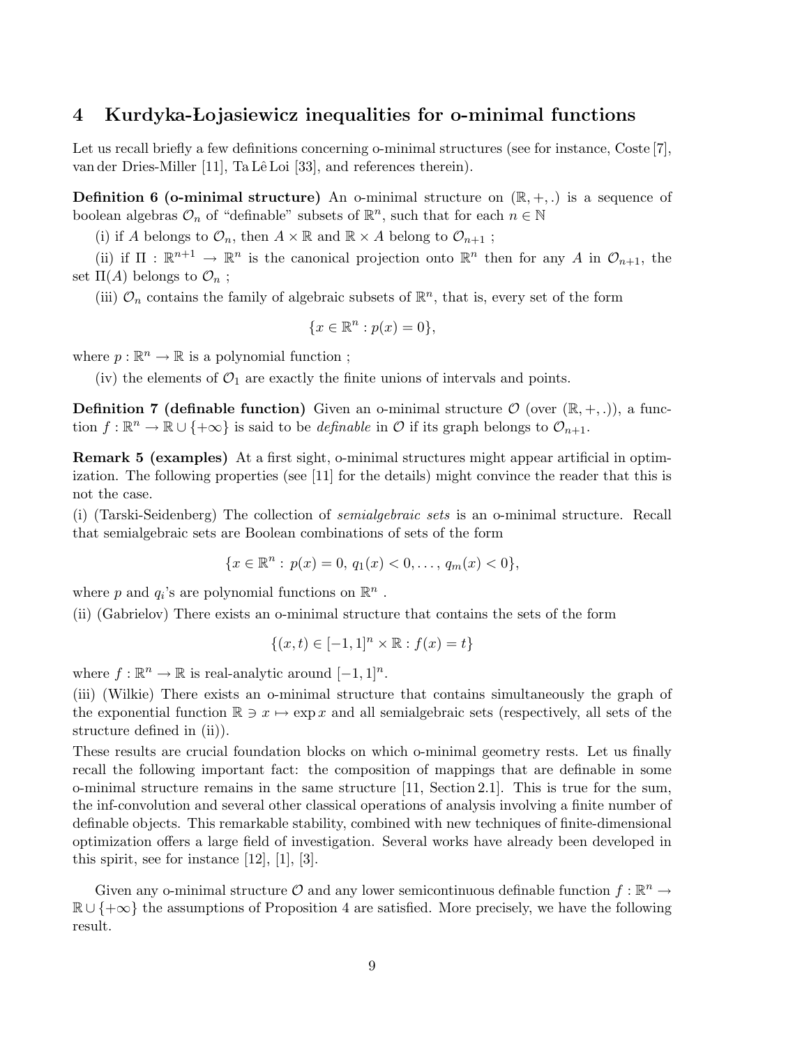## 4 Kurdyka-Łojasiewicz inequalities for o-minimal functions

Let us recall briefly a few definitions concerning o-minimal structures (see for instance, Coste [7], van der Dries-Miller [11], Ta Lê Loi [33], and references therein).

**Definition 6 (o-minimal structure)** An o-minimal structure on $(\mathbb{R}, +, .)$ is a sequence of boolean algebras $\mathcal{O}_n$ of "definable" subsets of $\mathbb{R}^n$, such that for each $n \in \mathbb{N}$

(i) if $A$ belongs to $\mathcal{O}_n$, then $A \times \mathbb{R}$ and $\mathbb{R} \times A$ belong to $\mathcal{O}_{n+1}$ ;

(ii) if $\Pi : \mathbb{R}^{n+1} \to \mathbb{R}^n$ is the canonical projection onto $\mathbb{R}^n$ then for any $A$ in $\mathcal{O}_{n+1}$, the set $\Pi(A)$ belongs to $\mathcal{O}_n$ ;

(iii) $\mathcal{O}_n$ contains the family of algebraic subsets of $\mathbb{R}^n$, that is, every set of the form

$$\{x \in \mathbb{R}^n : p(x) = 0\},$$

where $p : \mathbb{R}^n \to \mathbb{R}$ is a polynomial function ;

(iv) the elements of $\mathcal{O}_1$ are exactly the finite unions of intervals and points.

**Definition 7 (definable function)** Given an o-minimal structure $\mathcal{O}$ (over $(\mathbb{R}, +, .)$), a function $f : \mathbb{R}^n \to \mathbb{R} \cup \{+\infty\}$ is said to be *definable* in $\mathcal{O}$ if its graph belongs to $\mathcal{O}_{n+1}$.

**Remark 5 (examples)** At a first sight, o-minimal structures might appear artificial in optimization. The following properties (see [11] for the details) might convince the reader that this is not the case.

(i) (Tarski-Seidenberg) The collection of *semialgebraic sets* is an o-minimal structure. Recall that semialgebraic sets are Boolean combinations of sets of the form

$$\{x \in \mathbb{R}^n : p(x) = 0, \, q_1(x) < 0, \ldots, q_m(x) < 0\},$$

where $p$ and $q_i$'s are polynomial functions on $\mathbb{R}^n$ .

(ii) (Gabrielov) There exists an o-minimal structure that contains the sets of the form

$$\{(x, t) \in [-1, 1]^n \times \mathbb{R} : f(x) = t\}$$

where $f : \mathbb{R}^n \to \mathbb{R}$ is real-analytic around $[-1, 1]^n$.

(iii) (Wilkie) There exists an o-minimal structure that contains simultaneously the graph of the exponential function $\mathbb{R} \ni x \mapsto \exp x$ and all semialgebraic sets (respectively, all sets of the structure defined in (ii)).

These results are crucial foundation blocks on which o-minimal geometry rests. Let us finally recall the following important fact: the composition of mappings that are definable in some o-minimal structure remains in the same structure [11, Section 2.1]. This is true for the sum, the inf-convolution and several other classical operations of analysis involving a finite number of definable objects. This remarkable stability, combined with new techniques of finite-dimensional optimization offers a large field of investigation. Several works have already been developed in this spirit, see for instance [12], [1], [3].

Given any o-minimal structure $\mathcal{O}$ and any lower semicontinuous definable function $f : \mathbb{R}^n \to \mathbb{R} \cup \{+\infty\}$ the assumptions of Proposition 4 are satisfied. More precisely, we have the following result.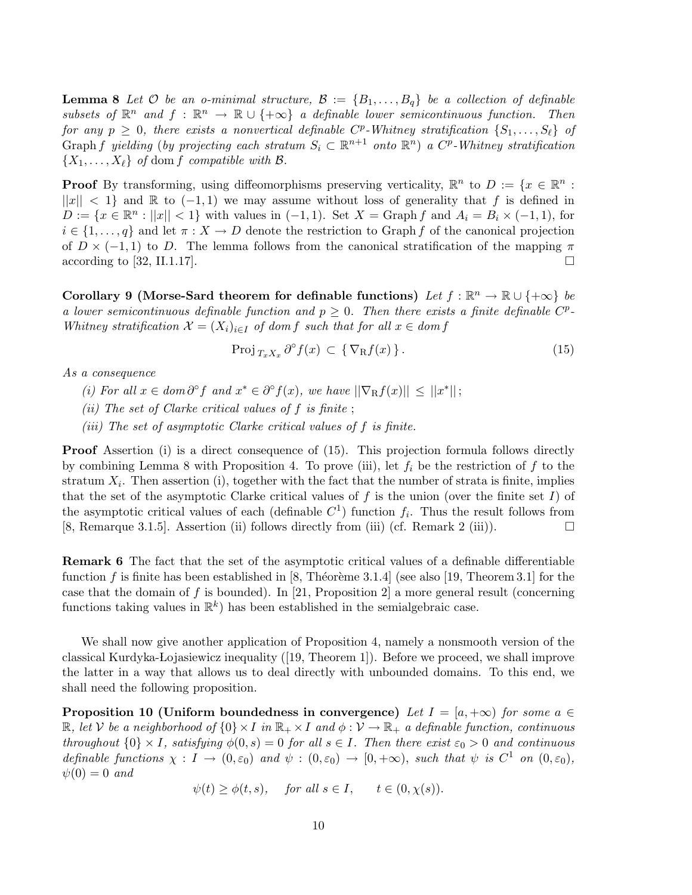**Lemma 8** *Let $\mathcal{O}$ be an o-minimal structure, $\mathcal{B} := \{B_1, \ldots, B_q\}$ be a collection of definable subsets of $\mathbb{R}^n$ and $f : \mathbb{R}^n \to \mathbb{R} \cup \{+\infty\}$ a definable lower semicontinuous function. Then for any $p \geq 0$, there exists a nonvertical definable $C^p$-Whitney stratification $\{S_1, \ldots, S_\ell\}$ of $\operatorname{Graph} f$ yielding (by projecting each stratum $S_i \subset \mathbb{R}^{n+1}$ onto $\mathbb{R}^n$) a $C^p$-Whitney stratification $\{X_1, \ldots, X_\ell\}$ of $\operatorname{dom} f$ compatible with $\mathcal{B}$.*

**Proof** By transforming, using diffeomorphisms preserving verticality, $\mathbb{R}^n$ to $D := \{x \in \mathbb{R}^n : ||x|| < 1\}$ and $\mathbb{R}$ to $(-1, 1)$ we may assume without loss of generality that $f$ is defined in $D := \{x \in \mathbb{R}^n : ||x|| < 1\}$ with values in $(-1, 1)$. Set $X = \operatorname{Graph} f$ and $A_i = B_i \times (-1, 1)$, for $i \in \{1, \ldots, q\}$ and let $\pi : X \to D$ denote the restriction to $\operatorname{Graph} f$ of the canonical projection of $D \times (-1, 1)$ to $D$. The lemma follows from the canonical stratification of the mapping $\pi$ according to [32, II.1.17]. $\square$

**Corollary 9 (Morse-Sard theorem for definable functions)** *Let $f : \mathbb{R}^n \to \mathbb{R} \cup \{+\infty\}$ be a lower semicontinuous definable function and $p \geq 0$. Then there exists a finite definable $C^p$-Whitney stratification $\mathcal{X} = (X_i)_{i \in I}$ of $\operatorname{dom} f$ such that for all $x \in \operatorname{dom} f$*

$$\operatorname{Proj}_{T_x X_x} \partial^\circ f(x) \subset \{ \nabla_{\mathrm{R}} f(x) \}. \tag{15}$$

*As a consequence*

*(i) For all $x \in \operatorname{dom} \partial^\circ f$ and $x^* \in \partial^\circ f(x)$, we have $||\nabla_{\mathrm{R}} f(x)|| \leq ||x^*||$;*

*(ii) The set of Clarke critical values of $f$ is finite ;*

*(iii) The set of asymptotic Clarke critical values of $f$ is finite.*

**Proof** Assertion (i) is a direct consequence of (15). This projection formula follows directly by combining Lemma 8 with Proposition 4. To prove (iii), let $f_i$ be the restriction of $f$ to the stratum $X_i$. Then assertion (i), together with the fact that the number of strata is finite, implies that the set of the asymptotic Clarke critical values of $f$ is the union (over the finite set $I$) of the asymptotic critical values of each (definable $C^1$) function $f_i$. Thus the result follows from [8, Remarque 3.1.5]. Assertion (ii) follows directly from (iii) (cf. Remark 2 (iii)). $\square$

**Remark 6** The fact that the set of the asymptotic critical values of a definable differentiable function $f$ is finite has been established in [8, Théorème 3.1.4] (see also [19, Theorem 3.1] for the case that the domain of $f$ is bounded). In [21, Proposition 2] a more general result (concerning functions taking values in $\mathbb{R}^k$) has been established in the semialgebraic case.

We shall now give another application of Proposition 4, namely a nonsmooth version of the classical Kurdyka-Łojasiewicz inequality ([19, Theorem 1]). Before we proceed, we shall improve the latter in a way that allows us to deal directly with unbounded domains. To this end, we shall need the following proposition.

**Proposition 10 (Uniform boundedness in convergence)** *Let $I = [a, +\infty)$ for some $a \in \mathbb{R}$, let $\mathcal{V}$ be a neighborhood of $\{0\} \times I$ in $\mathbb{R}_+ \times I$ and $\phi : \mathcal{V} \to \mathbb{R}_+$ a definable function, continuous throughout $\{0\} \times I$, satisfying $\phi(0, s) = 0$ for all $s \in I$. Then there exist $\varepsilon_0 > 0$ and continuous definable functions $\chi : I \to (0, \varepsilon_0)$ and $\psi : (0, \varepsilon_0) \to [0, +\infty)$, such that $\psi$ is $C^1$ on $(0, \varepsilon_0)$, $\psi(0) = 0$ and*

$$\psi(t) \geq \phi(t, s), \quad \text{for all } s \in I, \qquad t \in (0, \chi(s)).$$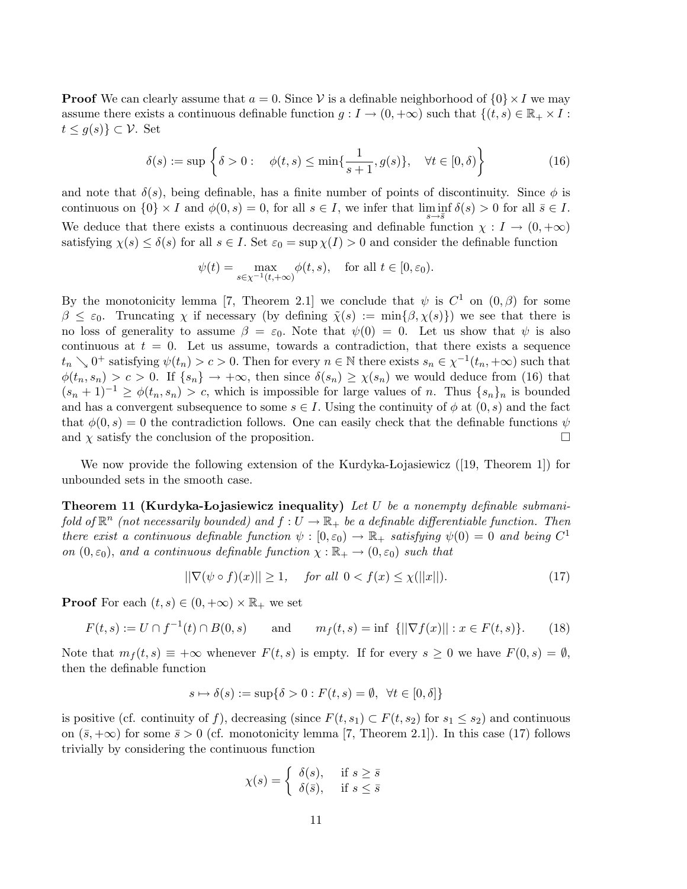**Proof** We can clearly assume that $a = 0$. Since $\mathcal{V}$ is a definable neighborhood of $\{0\} \times I$ we may assume there exists a continuous definable function $g : I \to (0, +\infty)$ such that $\{(t, s) \in \mathbb{R}_+ \times I : t \le g(s)\} \subset \mathcal{V}$. Set

$$\delta(s) := \sup \left\{ \delta > 0 : \quad \phi(t, s) \le \min\{\frac{1}{s+1}, g(s)\}, \quad \forall t \in [0, \delta) \right\} \tag{16}$$

and note that $\delta(s)$, being definable, has a finite number of points of discontinuity. Since $\phi$ is continuous on $\{0\} \times I$ and $\phi(0, s) = 0$, for all $s \in I$, we infer that $\liminf_{s \to \bar{s}} \delta(s) > 0$ for all $\bar{s} \in I$. We deduce that there exists a continuous decreasing and definable function $\chi : I \to (0, +\infty)$ satisfying $\chi(s) \le \delta(s)$ for all $s \in I$. Set $\varepsilon_0 = \sup \chi(I) > 0$ and consider the definable function

$$\psi(t) = \max_{s \in \chi^{-1}(t, +\infty)} \phi(t, s), \quad \text{for all } t \in [0, \varepsilon_0).$$

By the monotonicity lemma [7, Theorem 2.1] we conclude that $\psi$ is $C^1$ on $(0, \beta)$ for some $\beta \le \varepsilon_0$. Truncating $\chi$ if necessary (by defining $\tilde{\chi}(s) := \min\{\beta, \chi(s)\}$) we see that there is no loss of generality to assume $\beta = \varepsilon_0$. Note that $\psi(0) = 0$. Let us show that $\psi$ is also continuous at $t = 0$. Let us assume, towards a contradiction, that there exists a sequence $t_n \searrow 0^+$ satisfying $\psi(t_n) > c > 0$. Then for every $n \in \mathbb{N}$ there exists $s_n \in \chi^{-1}(t_n, +\infty)$ such that $\phi(t_n, s_n) > c > 0$. If $\{s_n\} \to +\infty$, then since $\delta(s_n) \ge \chi(s_n)$ we would deduce from (16) that $(s_n + 1)^{-1} \ge \phi(t_n, s_n) > c$, which is impossible for large values of $n$. Thus $\{s_n\}_n$ is bounded and has a convergent subsequence to some $s \in I$. Using the continuity of $\phi$ at $(0, s)$ and the fact that $\phi(0, s) = 0$ the contradiction follows. One can easily check that the definable functions $\psi$ and $\chi$ satisfy the conclusion of the proposition. $\square$

We now provide the following extension of the Kurdyka-Łojasiewicz ([19, Theorem 1]) for unbounded sets in the smooth case.

**Theorem 11 (Kurdyka-Łojasiewicz inequality)** *Let $U$ be a nonempty definable submanifold of $\mathbb{R}^n$ (not necessarily bounded) and $f : U \to \mathbb{R}_+$ be a definable differentiable function. Then there exist a continuous definable function $\psi : [0, \varepsilon_0) \to \mathbb{R}_+$ satisfying $\psi(0) = 0$ and being $C^1$ on $(0, \varepsilon_0)$, and a continuous definable function $\chi : \mathbb{R}_+ \to (0, \varepsilon_0)$ such that*

$$||\nabla(\psi \circ f)(x)|| \ge 1, \quad \textit{for all } 0 < f(x) \le \chi(||x||). \tag{17}$$

**Proof** For each $(t, s) \in (0, +\infty) \times \mathbb{R}_+$ we set

$$F(t, s) := U \cap f^{-1}(t) \cap B(0, s) \qquad \text{and} \qquad m_f(t, s) = \inf \ \{||\nabla f(x)|| : x \in F(t, s)\}. \tag{18}$$

Note that $m_f(t, s) \equiv +\infty$ whenever $F(t, s)$ is empty. If for every $s \ge 0$ we have $F(0, s) = \emptyset$, then the definable function

$$s \mapsto \delta(s) := \sup\{\delta > 0 : F(t, s) = \emptyset, \ \ \forall t \in [0, \delta]\}$$

is positive (cf. continuity of $f$), decreasing (since $F(t, s_1) \subset F(t, s_2)$ for $s_1 \le s_2$) and continuous on $(\bar{s}, +\infty)$ for some $\bar{s} > 0$ (cf. monotonicity lemma [7, Theorem 2.1]). In this case (17) follows trivially by considering the continuous function

$$\chi(s) = \begin{cases} \delta(s), & \text{if } s \ge \bar{s} \\ \delta(\bar{s}), & \text{if } s \le \bar{s} \end{cases}$$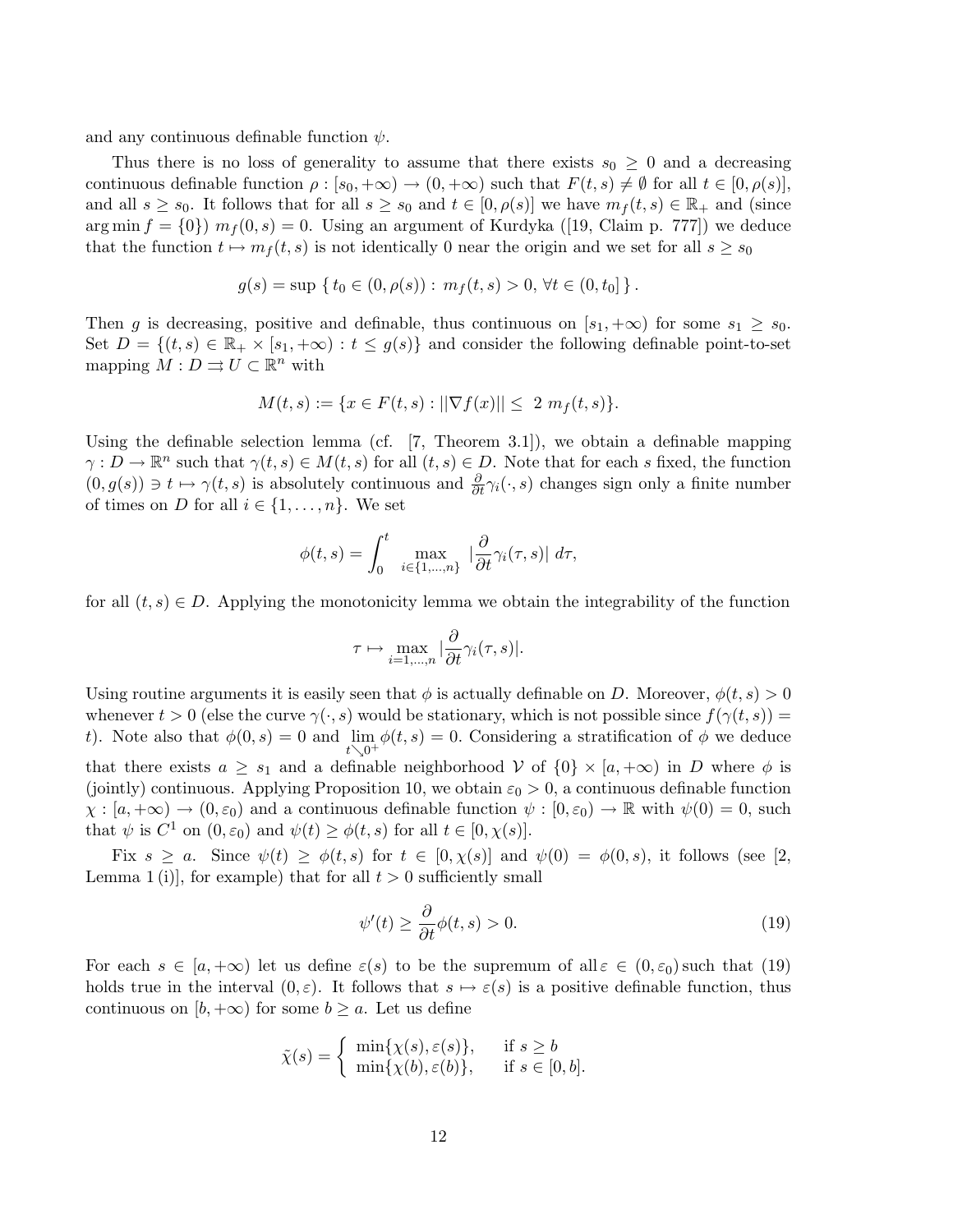and any continuous definable function $\psi$.

Thus there is no loss of generality to assume that there exists $s_0 \geq 0$ and a decreasing continuous definable function $\rho : [s_0, +\infty) \to (0, +\infty)$ such that $F(t, s) \neq \emptyset$ for all $t \in [0, \rho(s)]$, and all $s \geq s_0$. It follows that for all $s \geq s_0$ and $t \in [0, \rho(s)]$ we have $m_f(t, s) \in \mathbb{R}_+$ and (since $\arg\min f = \{0\}$) $m_f(0, s) = 0$. Using an argument of Kurdyka ([19, Claim p. 777]) we deduce that the function $t \mapsto m_f(t, s)$ is not identically 0 near the origin and we set for all $s \geq s_0$

$$g(s) = \sup \{ t_0 \in (0, \rho(s)) : m_f(t, s) > 0, \forall t \in (0, t_0] \}.$$

Then $g$ is decreasing, positive and definable, thus continuous on $[s_1, +\infty)$ for some $s_1 \geq s_0$. Set $D = \{(t, s) \in \mathbb{R}_+ \times [s_1, +\infty) : t \leq g(s)\}$ and consider the following definable point-to-set mapping $M : D \rightrightarrows U \subset \mathbb{R}^n$ with

$$M(t, s) := \{x \in F(t, s) : ||\nabla f(x)|| \leq 2 \, m_f(t, s)\}.$$

Using the definable selection lemma (cf. [7, Theorem 3.1]), we obtain a definable mapping $\gamma : D \to \mathbb{R}^n$ such that $\gamma(t, s) \in M(t, s)$ for all $(t, s) \in D$. Note that for each $s$ fixed, the function $(0, g(s)) \ni t \mapsto \gamma(t, s)$ is absolutely continuous and $\frac{\partial}{\partial t}\gamma_i(\cdot, s)$ changes sign only a finite number of times on $D$ for all $i \in \{1, \ldots, n\}$. We set

$$\phi(t, s) = \int_0^t \max_{i \in \{1,\ldots,n\}} |\frac{\partial}{\partial t}\gamma_i(\tau, s)| \, d\tau,$$

for all $(t, s) \in D$. Applying the monotonicity lemma we obtain the integrability of the function

$$\tau \mapsto \max_{i=1,\ldots,n} |\frac{\partial}{\partial t}\gamma_i(\tau, s)|.$$

Using routine arguments it is easily seen that $\phi$ is actually definable on $D$. Moreover, $\phi(t, s) > 0$ whenever $t > 0$ (else the curve $\gamma(\cdot, s)$ would be stationary, which is not possible since $f(\gamma(t, s)) = t$). Note also that $\phi(0, s) = 0$ and $\lim_{t \searrow 0^+} \phi(t, s) = 0$. Considering a stratification of $\phi$ we deduce that there exists $a \geq s_1$ and a definable neighborhood $\mathcal{V}$ of $\{0\} \times [a, +\infty)$ in $D$ where $\phi$ is (jointly) continuous. Applying Proposition 10, we obtain $\varepsilon_0 > 0$, a continuous definable function $\chi : [a, +\infty) \to (0, \varepsilon_0)$ and a continuous definable function $\psi : [0, \varepsilon_0) \to \mathbb{R}$ with $\psi(0) = 0$, such that $\psi$ is $C^1$ on $(0, \varepsilon_0)$ and $\psi(t) \geq \phi(t, s)$ for all $t \in [0, \chi(s)]$.

Fix $s \geq a$. Since $\psi(t) \geq \phi(t, s)$ for $t \in [0, \chi(s)]$ and $\psi(0) = \phi(0, s)$, it follows (see [2, Lemma 1 (i)], for example) that for all $t > 0$ sufficiently small

$$\psi'(t) \geq \frac{\partial}{\partial t}\phi(t, s) > 0. \tag{19}$$

For each $s \in [a, +\infty)$ let us define $\varepsilon(s)$ to be the supremum of all $\varepsilon \in (0, \varepsilon_0)$ such that (19) holds true in the interval $(0, \varepsilon)$. It follows that $s \mapsto \varepsilon(s)$ is a positive definable function, thus continuous on $[b, +\infty)$ for some $b \geq a$. Let us define

$$\tilde{\chi}(s) = \begin{cases} \min\{\chi(s), \varepsilon(s)\}, & \text{if } s \geq b \\ \min\{\chi(b), \varepsilon(b)\}, & \text{if } s \in [0, b]. \end{cases}$$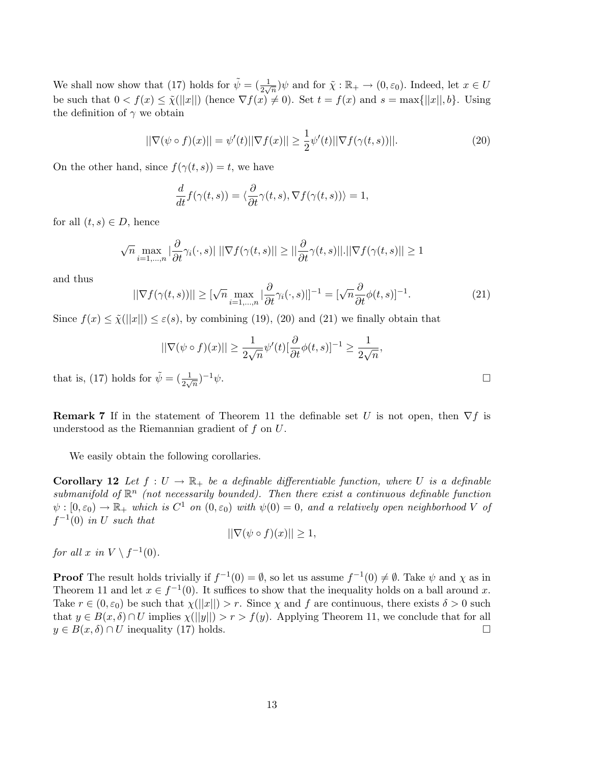We shall now show that (17) holds for $\tilde{\psi} = (\frac{1}{2\sqrt{n}})\psi$ and for $\tilde{\chi} : \mathbb{R}_+ \to (0, \varepsilon_0)$. Indeed, let $x \in U$ be such that $0 < f(x) \leq \tilde{\chi}(||x||)$ (hence $\nabla f(x) \neq 0$). Set $t = f(x)$ and $s = \max\{||x||, b\}$. Using the definition of $\gamma$ we obtain

$$||\nabla(\psi \circ f)(x)|| = \psi'(t)||\nabla f(x)|| \geq \frac{1}{2}\psi'(t)||\nabla f(\gamma(t,s))||. \tag{20}$$

On the other hand, since $f(\gamma(t,s)) = t$, we have

$$\frac{d}{dt} f(\gamma(t,s)) = \langle \frac{\partial}{\partial t}\gamma(t,s), \nabla f(\gamma(t,s)) \rangle = 1,$$

for all $(t,s) \in D$, hence

$$\sqrt{n} \max_{i=1,\dots,n} |\frac{\partial}{\partial t}\gamma_i(\cdot,s)| \, ||\nabla f(\gamma(t,s)|| \geq ||\frac{\partial}{\partial t}\gamma(t,s)||.||\nabla f(\gamma(t,s)|| \geq 1$$

and thus

$$||\nabla f(\gamma(t,s))|| \geq [\sqrt{n} \max_{i=1,\dots,n} |\frac{\partial}{\partial t}\gamma_i(\cdot,s)|]^{-1} = [\sqrt{n}\frac{\partial}{\partial t}\phi(t,s)]^{-1}. \tag{21}$$

Since $f(x) \leq \tilde{\chi}(||x||) \leq \varepsilon(s)$, by combining (19), (20) and (21) we finally obtain that

$$||\nabla(\psi \circ f)(x)|| \geq \frac{1}{2\sqrt{n}}\psi'(t)[\frac{\partial}{\partial t}\phi(t,s)]^{-1} \geq \frac{1}{2\sqrt{n}},$$

that is, (17) holds for $\tilde{\psi} = (\frac{1}{2\sqrt{n}})^{-1}\psi$. $\square$

**Remark 7** If in the statement of Theorem 11 the definable set $U$ is not open, then $\nabla f$ is understood as the Riemannian gradient of $f$ on $U$.

We easily obtain the following corollaries.

**Corollary 12** *Let $f : U \to \mathbb{R}_+$ be a definable differentiable function, where $U$ is a definable submanifold of $\mathbb{R}^n$ (not necessarily bounded). Then there exist a continuous definable function $\psi : [0, \varepsilon_0) \to \mathbb{R}_+$ which is $C^1$ on $(0, \varepsilon_0)$ with $\psi(0) = 0$, and a relatively open neighborhood $V$ of $f^{-1}(0)$ in $U$ such that*

$$||\nabla(\psi \circ f)(x)|| \geq 1,$$

*for all $x$ in $V \setminus f^{-1}(0)$.*

**Proof** The result holds trivially if $f^{-1}(0) = \emptyset$, so let us assume $f^{-1}(0) \neq \emptyset$. Take $\psi$ and $\chi$ as in Theorem 11 and let $x \in f^{-1}(0)$. It suffices to show that the inequality holds on a ball around $x$. Take $r \in (0, \varepsilon_0)$ be such that $\chi(||x||) > r$. Since $\chi$ and $f$ are continuous, there exists $\delta > 0$ such that $y \in B(x, \delta) \cap U$ implies $\chi(||y||) > r > f(y)$. Applying Theorem 11, we conclude that for all $y \in B(x, \delta) \cap U$ inequality (17) holds. $\square$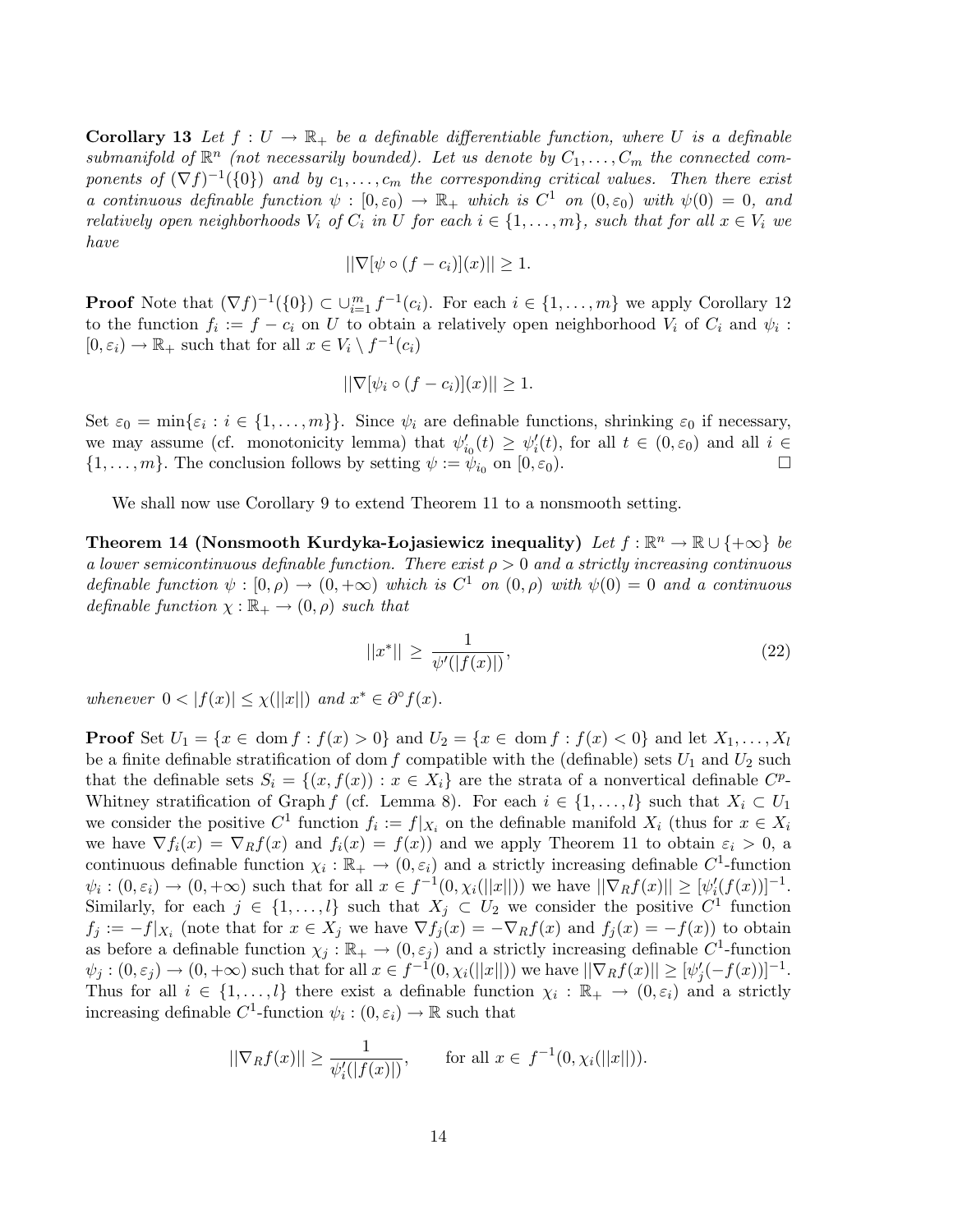**Corollary 13** *Let $f : U \to \mathbb{R}_+$ be a definable differentiable function, where $U$ is a definable submanifold of $\mathbb{R}^n$ (not necessarily bounded). Let us denote by $C_1, \ldots, C_m$ the connected components of $(\nabla f)^{-1}(\{0\})$ and by $c_1, \ldots, c_m$ the corresponding critical values. Then there exist a continuous definable function $\psi : [0, \varepsilon_0) \to \mathbb{R}_+$ which is $C^1$ on $(0, \varepsilon_0)$ with $\psi(0) = 0$, and relatively open neighborhoods $V_i$ of $C_i$ in $U$ for each $i \in \{1, \ldots, m\}$, such that for all $x \in V_i$ we have*

$$||\nabla[\psi \circ (f - c_i)](x)|| \geq 1.$$

**Proof** Note that $(\nabla f)^{-1}(\{0\}) \subset \cup_{i=1}^m f^{-1}(c_i)$. For each $i \in \{1, \ldots, m\}$ we apply Corollary 12 to the function $f_i := f - c_i$ on $U$ to obtain a relatively open neighborhood $V_i$ of $C_i$ and $\psi_i : [0, \varepsilon_i) \to \mathbb{R}_+$ such that for all $x \in V_i \setminus f^{-1}(c_i)$

$$||\nabla[\psi_i \circ (f - c_i)](x)|| \geq 1.$$

Set $\varepsilon_0 = \min\{\varepsilon_i : i \in \{1, \ldots, m\}\}$. Since $\psi_i$ are definable functions, shrinking $\varepsilon_0$ if necessary, we may assume (cf. monotonicity lemma) that $\psi'_{i_0}(t) \geq \psi'_i(t)$, for all $t \in (0, \varepsilon_0)$ and all $i \in \{1, \ldots, m\}$. The conclusion follows by setting $\psi := \psi_{i_0}$ on $[0, \varepsilon_0)$. $\square$

We shall now use Corollary 9 to extend Theorem 11 to a nonsmooth setting.

**Theorem 14 (Nonsmooth Kurdyka-Łojasiewicz inequality)** *Let $f : \mathbb{R}^n \to \mathbb{R} \cup \{+\infty\}$ be a lower semicontinuous definable function. There exist $\rho > 0$ and a strictly increasing continuous definable function $\psi : [0, \rho) \to (0, +\infty)$ which is $C^1$ on $(0, \rho)$ with $\psi(0) = 0$ and a continuous definable function $\chi : \mathbb{R}_+ \to (0, \rho)$ such that*

$$||x^*|| \geq \frac{1}{\psi'(|f(x)|)}, \tag{22}$$

*whenever $0 < |f(x)| \leq \chi(||x||)$ and $x^* \in \partial^\circ f(x)$.*

**Proof** Set $U_1 = \{x \in \operatorname{dom} f : f(x) > 0\}$ and $U_2 = \{x \in \operatorname{dom} f : f(x) < 0\}$ and let $X_1, \ldots, X_l$ be a finite definable stratification of $\operatorname{dom} f$ compatible with the (definable) sets $U_1$ and $U_2$ such that the definable sets $S_i = \{(x, f(x)) : x \in X_i\}$ are the strata of a nonvertical definable $C^p$-Whitney stratification of Graph $f$ (cf. Lemma 8). For each $i \in \{1, \ldots, l\}$ such that $X_i \subset U_1$ we consider the positive $C^1$ function $f_i := f|_{X_i}$ on the definable manifold $X_i$ (thus for $x \in X_i$ we have $\nabla f_i(x) = \nabla_R f(x)$ and $f_i(x) = f(x)$) and we apply Theorem 11 to obtain $\varepsilon_i > 0$, a continuous definable function $\chi_i : \mathbb{R}_+ \to (0, \varepsilon_i)$ and a strictly increasing definable $C^1$-function $\psi_i : (0, \varepsilon_i) \to (0, +\infty)$ such that for all $x \in f^{-1}(0, \chi_i(||x||))$ we have $||\nabla_R f(x)|| \geq [\psi'_i(f(x))]^{-1}$. Similarly, for each $j \in \{1, \ldots, l\}$ such that $X_j \subset U_2$ we consider the positive $C^1$ function $f_j := -f|_{X_i}$ (note that for $x \in X_j$ we have $\nabla f_j(x) = -\nabla_R f(x)$ and $f_j(x) = -f(x)$) to obtain as before a definable function $\chi_j : \mathbb{R}_+ \to (0, \varepsilon_j)$ and a strictly increasing definable $C^1$-function $\psi_j : (0, \varepsilon_j) \to (0, +\infty)$ such that for all $x \in f^{-1}(0, \chi_i(||x||))$ we have $||\nabla_R f(x)|| \geq [\psi'_j(-f(x))]^{-1}$. Thus for all $i \in \{1, \ldots, l\}$ there exist a definable function $\chi_i : \mathbb{R}_+ \to (0, \varepsilon_i)$ and a strictly increasing definable $C^1$-function $\psi_i : (0, \varepsilon_i) \to \mathbb{R}$ such that

$$||\nabla_R f(x)|| \geq \frac{1}{\psi'_i(|f(x)|)}, \qquad \text{for all } x \in f^{-1}(0, \chi_i(||x||)).$$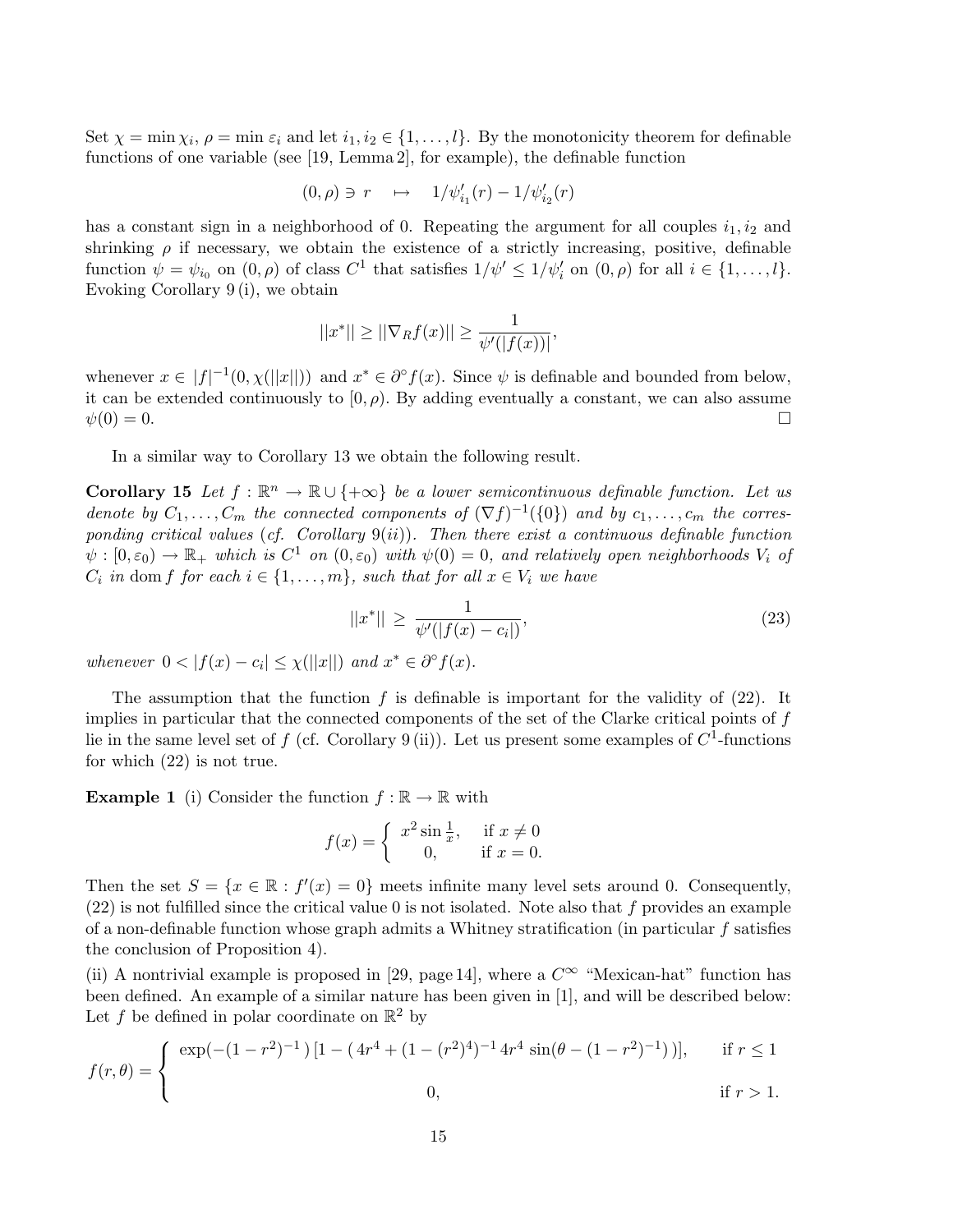Set $\chi = \min \chi_i$, $\rho = \min \varepsilon_i$ and let $i_1, i_2 \in \{1, \ldots, l\}$. By the monotonicity theorem for definable functions of one variable (see [19, Lemma 2], for example), the definable function

$$(0, \rho) \ni r \quad \mapsto \quad 1/\psi'_{i_1}(r) - 1/\psi'_{i_2}(r)$$

has a constant sign in a neighborhood of 0. Repeating the argument for all couples $i_1, i_2$ and shrinking $\rho$ if necessary, we obtain the existence of a strictly increasing, positive, definable function $\psi = \psi_{i_0}$ on $(0, \rho)$ of class $C^1$ that satisfies $1/\psi' \leq 1/\psi'_i$ on $(0, \rho)$ for all $i \in \{1, \ldots, l\}$. Evoking Corollary 9 (i), we obtain

$$||x^*|| \geq ||\nabla_R f(x)|| \geq \frac{1}{\psi'(|f(x))|},$$

whenever $x \in |f|^{-1}(0, \chi(||x||))$ and $x^* \in \partial^\circ f(x)$. Since $\psi$ is definable and bounded from below, it can be extended continuously to $[0, \rho)$. By adding eventually a constant, we can also assume $\psi(0) = 0$. □

In a similar way to Corollary 13 we obtain the following result.

**Corollary 15** *Let $f : \mathbb{R}^n \to \mathbb{R} \cup \{+\infty\}$ be a lower semicontinuous definable function. Let us denote by $C_1, \ldots, C_m$ the connected components of $(\nabla f)^{-1}(\{0\})$ and by $c_1, \ldots, c_m$ the corresponding critical values (cf. Corollary 9(ii)). Then there exist a continuous definable function $\psi : [0, \varepsilon_0) \to \mathbb{R}_+$ which is $C^1$ on $(0, \varepsilon_0)$ with $\psi(0) = 0$, and relatively open neighborhoods $V_i$ of $C_i$ in $\operatorname{dom} f$ for each $i \in \{1, \ldots, m\}$, such that for all $x \in V_i$ we have*

$$||x^*|| \geq \frac{1}{\psi'(|f(x) - c_i|)}, \tag{23}$$

*whenever $0 < |f(x) - c_i| \leq \chi(||x||)$ and $x^* \in \partial^\circ f(x)$.*

The assumption that the function $f$ is definable is important for the validity of (22). It implies in particular that the connected components of the set of the Clarke critical points of $f$ lie in the same level set of $f$ (cf. Corollary 9 (ii)). Let us present some examples of $C^1$-functions for which (22) is not true.

**Example 1** (i) Consider the function $f : \mathbb{R} \to \mathbb{R}$ with

$$f(x) = \begin{cases} x^2 \sin \frac{1}{x}, & \text{if } x \neq 0 \\ 0, & \text{if } x = 0. \end{cases}$$

Then the set $S = \{x \in \mathbb{R} : f'(x) = 0\}$ meets infinite many level sets around 0. Consequently, (22) is not fulfilled since the critical value 0 is not isolated. Note also that $f$ provides an example of a non-definable function whose graph admits a Whitney stratification (in particular $f$ satisfies the conclusion of Proposition 4).

(ii) A nontrivial example is proposed in [29, page 14], where a $C^\infty$ "Mexican-hat" function has been defined. An example of a similar nature has been given in [1], and will be described below: Let $f$ be defined in polar coordinate on $\mathbb{R}^2$ by

$$f(r, \theta) = \begin{cases} \exp(-(1 - r^2)^{-1})\,[1 - (\,4r^4 + (1 - (r^2)^4)^{-1}\,4r^4 \sin(\theta - (1 - r^2)^{-1})\,)], & \text{if } r \leq 1 \\ \\ 0, & \text{if } r > 1. \end{cases}$$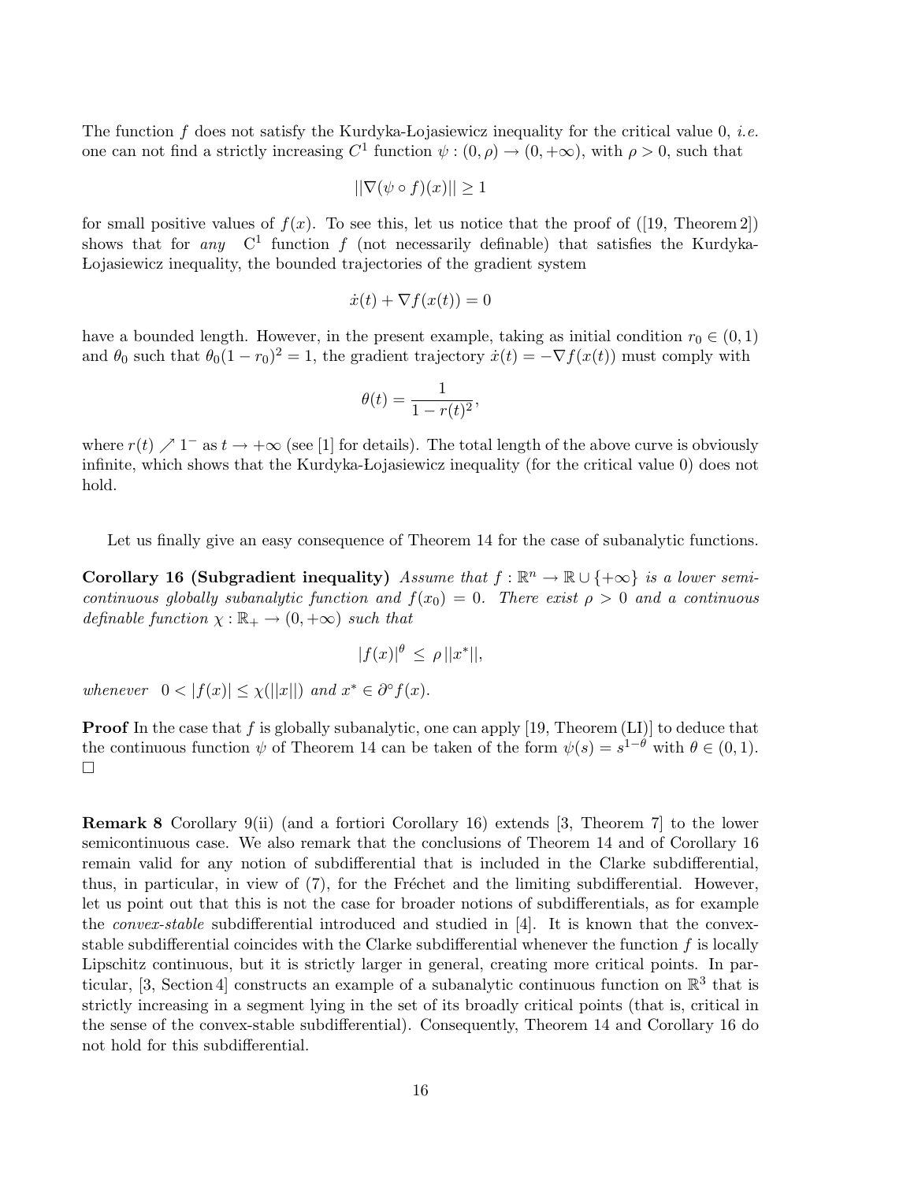The function $f$ does not satisfy the Kurdyka-Łojasiewicz inequality for the critical value 0, *i.e.* one can not find a strictly increasing $C^1$ function $\psi : (0, \rho) \to (0, +\infty)$, with $\rho > 0$, such that

$$||\nabla(\psi \circ f)(x)|| \geq 1$$

for small positive values of $f(x)$. To see this, let us notice that the proof of ([19, Theorem 2]) shows that for *any* $C^1$ function $f$ (not necessarily definable) that satisfies the Kurdyka-Łojasiewicz inequality, the bounded trajectories of the gradient system

$$\dot{x}(t) + \nabla f(x(t)) = 0$$

have a bounded length. However, in the present example, taking as initial condition $r_0 \in (0, 1)$ and $\theta_0$ such that $\theta_0(1 - r_0)^2 = 1$, the gradient trajectory $\dot{x}(t) = -\nabla f(x(t))$ must comply with

$$\theta(t) = \frac{1}{1 - r(t)^2},$$

where $r(t) \nearrow 1^-$ as $t \to +\infty$ (see [1] for details). The total length of the above curve is obviously infinite, which shows that the Kurdyka-Łojasiewicz inequality (for the critical value 0) does not hold.

Let us finally give an easy consequence of Theorem 14 for the case of subanalytic functions.

**Corollary 16 (Subgradient inequality)** *Assume that $f : \mathbb{R}^n \to \mathbb{R} \cup \{+\infty\}$ is a lower semicontinuous globally subanalytic function and $f(x_0) = 0$. There exist $\rho > 0$ and a continuous definable function $\chi : \mathbb{R}_+ \to (0, +\infty)$ such that*

$$|f(x)|^\theta \leq \rho\, ||x^*||,$$

*whenever* $0 < |f(x)| \leq \chi(||x||)$ *and* $x^* \in \partial^\circ f(x)$.

**Proof** In the case that $f$ is globally subanalytic, one can apply [19, Theorem (LI)] to deduce that the continuous function $\psi$ of Theorem 14 can be taken of the form $\psi(s) = s^{1-\theta}$ with $\theta \in (0, 1)$. □

**Remark 8** Corollary 9(ii) (and a fortiori Corollary 16) extends [3, Theorem 7] to the lower semicontinuous case. We also remark that the conclusions of Theorem 14 and of Corollary 16 remain valid for any notion of subdifferential that is included in the Clarke subdifferential, thus, in particular, in view of (7), for the Fréchet and the limiting subdifferential. However, let us point out that this is not the case for broader notions of subdifferentials, as for example the *convex-stable* subdifferential introduced and studied in [4]. It is known that the convex-stable subdifferential coincides with the Clarke subdifferential whenever the function $f$ is locally Lipschitz continuous, but it is strictly larger in general, creating more critical points. In particular, [3, Section 4] constructs an example of a subanalytic continuous function on $\mathbb{R}^3$ that is strictly increasing in a segment lying in the set of its broadly critical points (that is, critical in the sense of the convex-stable subdifferential). Consequently, Theorem 14 and Corollary 16 do not hold for this subdifferential.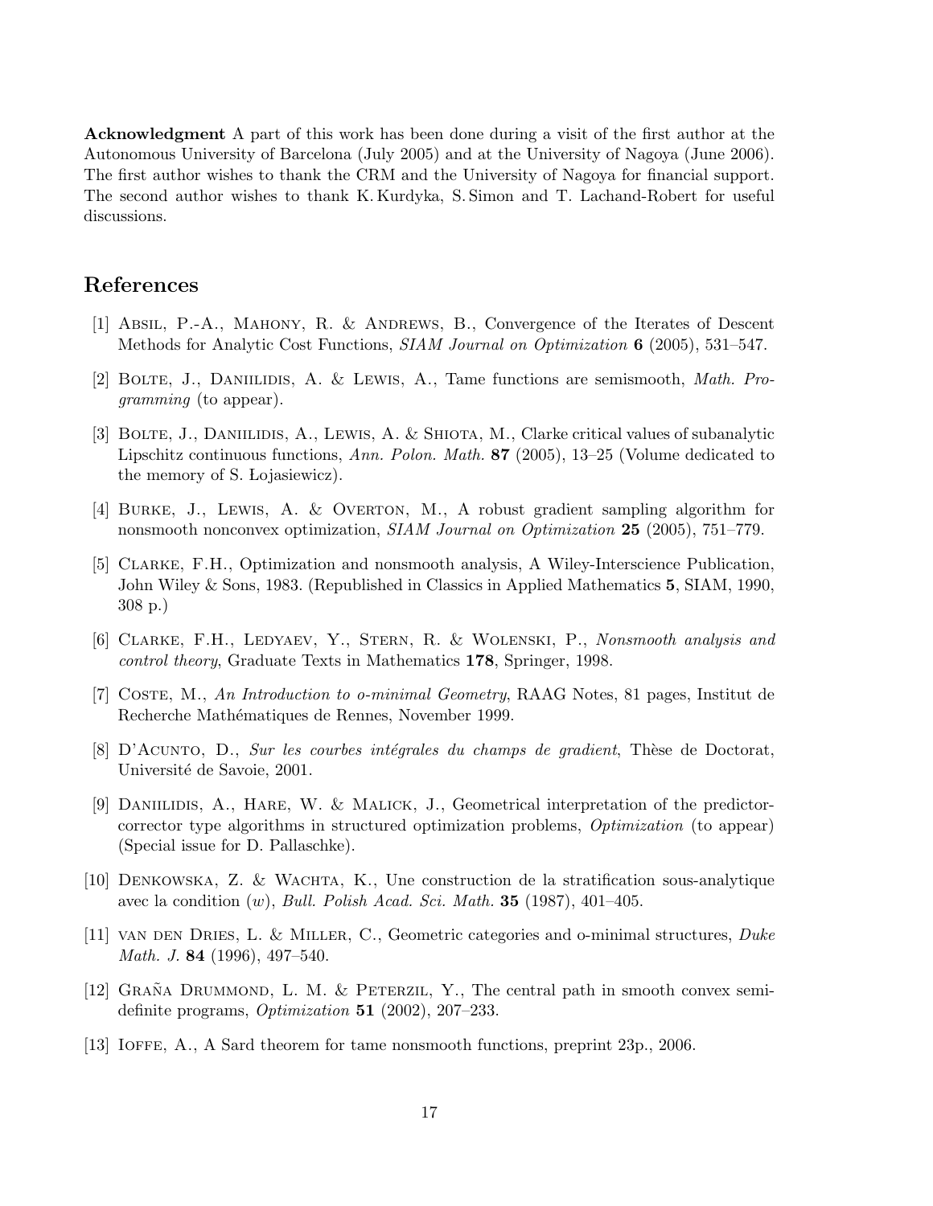**Acknowledgment** A part of this work has been done during a visit of the first author at the Autonomous University of Barcelona (July 2005) and at the University of Nagoya (June 2006). The first author wishes to thank the CRM and the University of Nagoya for financial support. The second author wishes to thank K. Kurdyka, S. Simon and T. Lachand-Robert for useful discussions.

## References

[1] Absil, P.-A., Mahony, R. & Andrews, B., Convergence of the Iterates of Descent Methods for Analytic Cost Functions, *SIAM Journal on Optimization* **6** (2005), 531–547.

[2] Bolte, J., Daniilidis, A. & Lewis, A., Tame functions are semismooth, *Math. Programming* (to appear).

[3] Bolte, J., Daniilidis, A., Lewis, A. & Shiota, M., Clarke critical values of subanalytic Lipschitz continuous functions, *Ann. Polon. Math.* **87** (2005), 13–25 (Volume dedicated to the memory of S. Łojasiewicz).

[4] Burke, J., Lewis, A. & Overton, M., A robust gradient sampling algorithm for nonsmooth nonconvex optimization, *SIAM Journal on Optimization* **25** (2005), 751–779.

[5] Clarke, F.H., Optimization and nonsmooth analysis, A Wiley-Interscience Publication, John Wiley & Sons, 1983. (Republished in Classics in Applied Mathematics **5**, SIAM, 1990, 308 p.)

[6] Clarke, F.H., Ledyaev, Y., Stern, R. & Wolenski, P., *Nonsmooth analysis and control theory*, Graduate Texts in Mathematics **178**, Springer, 1998.

[7] Coste, M., *An Introduction to o-minimal Geometry*, RAAG Notes, 81 pages, Institut de Recherche Mathématiques de Rennes, November 1999.

[8] D'Acunto, D., *Sur les courbes intégrales du champs de gradient*, Thèse de Doctorat, Université de Savoie, 2001.

[9] Daniilidis, A., Hare, W. & Malick, J., Geometrical interpretation of the predictor-corrector type algorithms in structured optimization problems, *Optimization* (to appear) (Special issue for D. Pallaschke).

[10] Denkowska, Z. & Wachta, K., Une construction de la stratification sous-analytique avec la condition $(w)$, *Bull. Polish Acad. Sci. Math.* **35** (1987), 401–405.

[11] van den Dries, L. & Miller, C., Geometric categories and o-minimal structures, *Duke Math. J.* **84** (1996), 497–540.

[12] Graña Drummond, L. M. & Peterzil, Y., The central path in smooth convex semidefinite programs, *Optimization* **51** (2002), 207–233.

[13] Ioffe, A., A Sard theorem for tame nonsmooth functions, preprint 23p., 2006.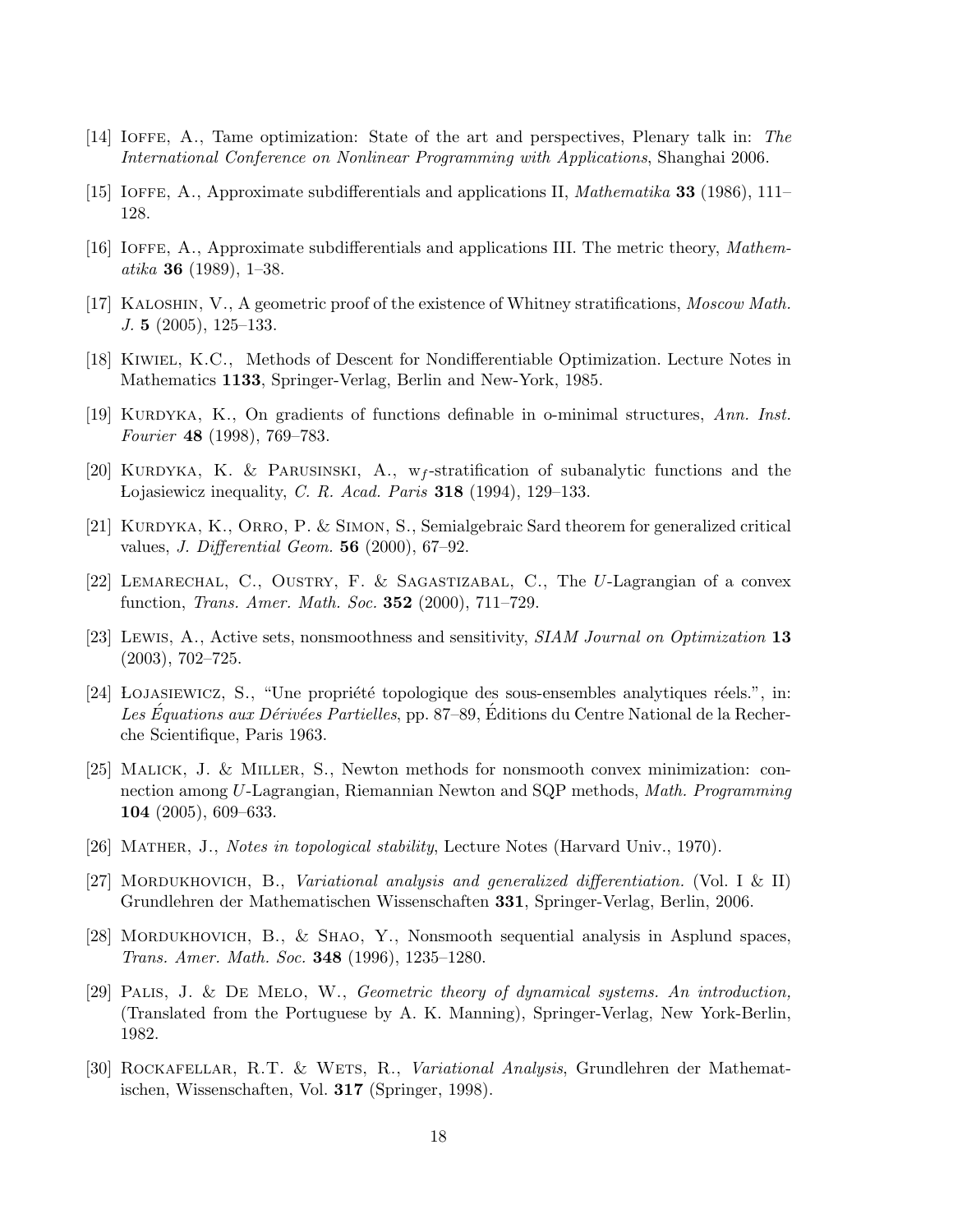[14] Ioffe, A., Tame optimization: State of the art and perspectives, Plenary talk in: *The International Conference on Nonlinear Programming with Applications*, Shanghai 2006.

[15] Ioffe, A., Approximate subdifferentials and applications II, *Mathematika* **33** (1986), 111–128.

[16] Ioffe, A., Approximate subdifferentials and applications III. The metric theory, *Mathematika* **36** (1989), 1–38.

[17] Kaloshin, V., A geometric proof of the existence of Whitney stratifications, *Moscow Math. J.* **5** (2005), 125–133.

[18] Kiwiel, K.C., Methods of Descent for Nondifferentiable Optimization. Lecture Notes in Mathematics **1133**, Springer-Verlag, Berlin and New-York, 1985.

[19] Kurdyka, K., On gradients of functions definable in o-minimal structures, *Ann. Inst. Fourier* **48** (1998), 769–783.

[20] Kurdyka, K. & Parusinski, A., $w_f$-stratification of subanalytic functions and the Łojasiewicz inequality, *C. R. Acad. Paris* **318** (1994), 129–133.

[21] Kurdyka, K., Orro, P. & Simon, S., Semialgebraic Sard theorem for generalized critical values, *J. Differential Geom.* **56** (2000), 67–92.

[22] Lemarechal, C., Oustry, F. & Sagastizabal, C., The $U$-Lagrangian of a convex function, *Trans. Amer. Math. Soc.* **352** (2000), 711–729.

[23] Lewis, A., Active sets, nonsmoothness and sensitivity, *SIAM Journal on Optimization* **13** (2003), 702–725.

[24] Łojasiewicz, S., "Une propriété topologique des sous-ensembles analytiques réels.", in: *Les Équations aux Dérivées Partielles*, pp. 87–89, Éditions du Centre National de la Recherche Scientifique, Paris 1963.

[25] Malick, J. & Miller, S., Newton methods for nonsmooth convex minimization: connection among $U$-Lagrangian, Riemannian Newton and SQP methods, *Math. Programming* **104** (2005), 609–633.

[26] Mather, J., *Notes in topological stability*, Lecture Notes (Harvard Univ., 1970).

[27] Mordukhovich, B., *Variational analysis and generalized differentiation.* (Vol. I & II) Grundlehren der Mathematischen Wissenschaften **331**, Springer-Verlag, Berlin, 2006.

[28] Mordukhovich, B., & Shao, Y., Nonsmooth sequential analysis in Asplund spaces, *Trans. Amer. Math. Soc.* **348** (1996), 1235–1280.

[29] Palis, J. & De Melo, W., *Geometric theory of dynamical systems. An introduction,* (Translated from the Portuguese by A. K. Manning), Springer-Verlag, New York-Berlin, 1982.

[30] Rockafellar, R.T. & Wets, R., *Variational Analysis*, Grundlehren der Mathematischen, Wissenschaften, Vol. **317** (Springer, 1998).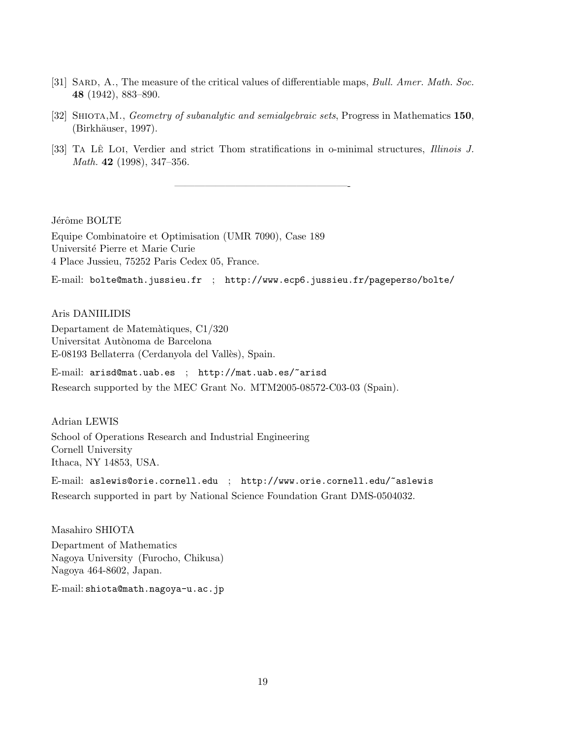[31] Sard, A., The measure of the critical values of differentiable maps, *Bull. Amer. Math. Soc.* **48** (1942), 883–890.

[32] Shiota,M., *Geometry of subanalytic and semialgebraic sets*, Progress in Mathematics **150**, (Birkhäuser, 1997).

[33] Ta Lê Loi, Verdier and strict Thom stratifications in o-minimal structures, *Illinois J. Math.* **42** (1998), 347–356.

---

Jérôme BOLTE

Equipe Combinatoire et Optimisation (UMR 7090), Case 189
Université Pierre et Marie Curie
4 Place Jussieu, 75252 Paris Cedex 05, France.

E-mail: `bolte@math.jussieu.fr` ; `http://www.ecp6.jussieu.fr/pageperso/bolte/`

Aris DANIILIDIS

Departament de Matemàtiques, C1/320
Universitat Autònoma de Barcelona
E-08193 Bellaterra (Cerdanyola del Vallès), Spain.

E-mail: `arisd@mat.uab.es` ; `http://mat.uab.es/~arisd`
Research supported by the MEC Grant No. MTM2005-08572-C03-03 (Spain).

Adrian LEWIS

School of Operations Research and Industrial Engineering
Cornell University
Ithaca, NY 14853, USA.

E-mail: `aslewis@orie.cornell.edu` ; `http://www.orie.cornell.edu/~aslewis`
Research supported in part by National Science Foundation Grant DMS-0504032.

Masahiro SHIOTA

Department of Mathematics
Nagoya University (Furocho, Chikusa)
Nagoya 464-8602, Japan.

E-mail: `shiota@math.nagoya-u.ac.jp`